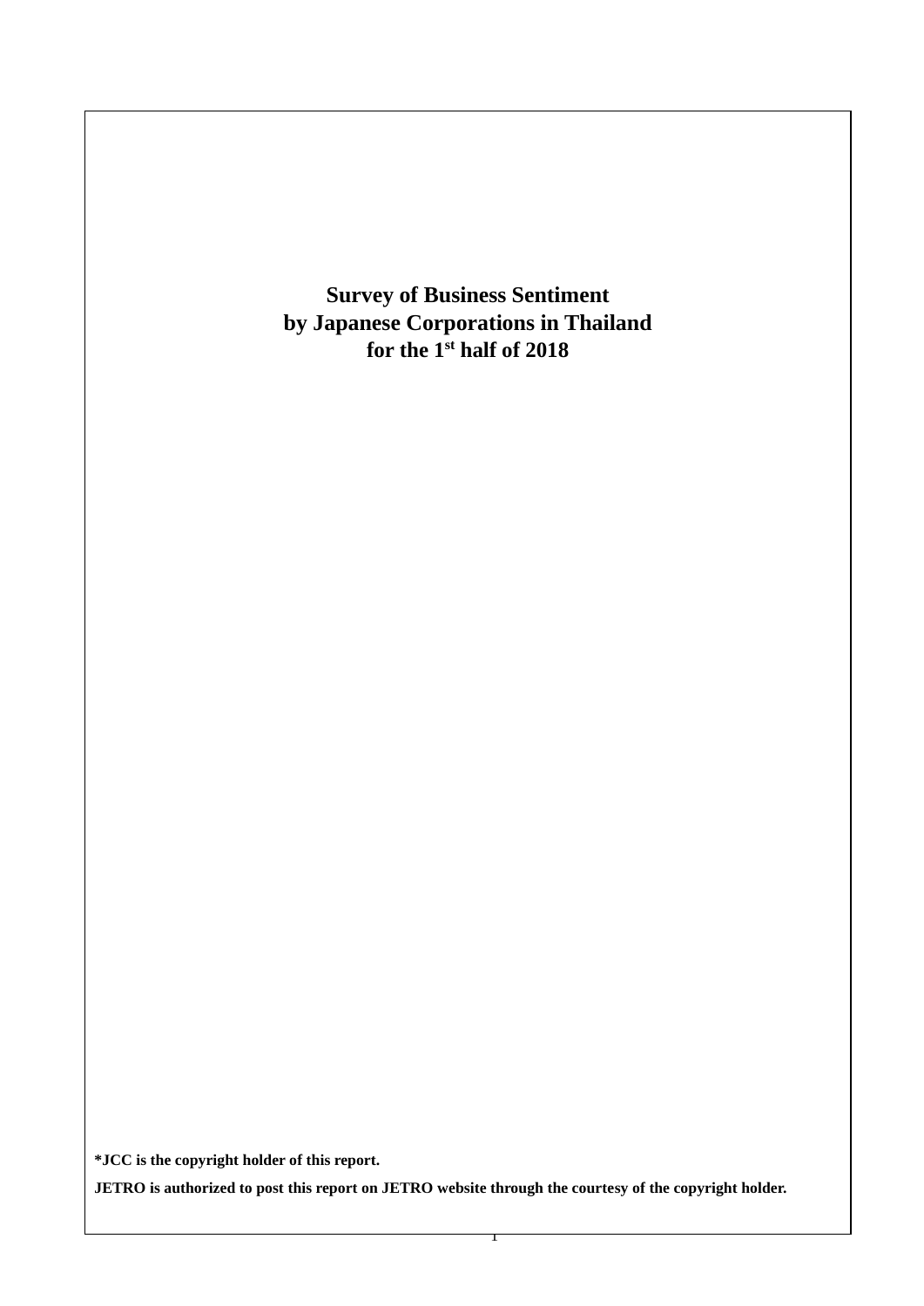# Survey of Business Sentiment by Japanese Corporations in Thailand for the 1st half of 2018

**\*JCC is the copyright holder of this report.**

**JETRO is authorized to post this report on JETRO website through the courtesy of the copyright holder.**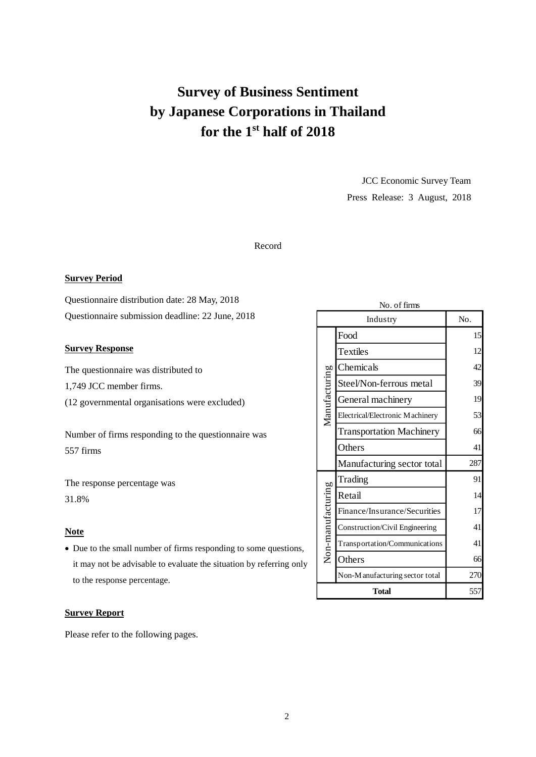# Survey of Business Sentiment by Japanese Corporations in Thailand for the 1st half of 2018

JCC Economic Survey Team

Press Release: 3 August, 2018

Record

**Survey Period**

Questionnaire distribution date: 28 May, 2018

Questionnaire submission deadline: 22 June, 2018

**Survey Response**

The questionnaire was distributed to 1,749 JCC member firms.
(12 governmental organisations were excluded)

Number of firms responding to the questionnaire was 557 firms

The response percentage was 31.8%

**Note**

- Due to the small number of firms responding to some questions, it may not be advisable to evaluate the situation by referring only to the response percentage.

No. of firms

| Industry | | No. |
|---|---|---|
| Manufacturing | Food | 15 |
| | Textiles | 12 |
| | Chemicals | 42 |
| | Steel/Non-ferrous metal | 39 |
| | General machinery | 19 |
| | Electrical/Electronic Machinery | 53 |
| | Transportation Machinery | 66 |
| | Others | 41 |
| | Manufacturing sector total | 287 |
| Non-manufacturing | Trading | 91 |
| | Retail | 14 |
| | Finance/Insurance/Securities | 17 |
| | Construction/Civil Engineering | 41 |
| | Transportation/Communications | 41 |
| | Others | 66 |
| | Non-Manufacturing sector total | 270 |
| **Total** | | 557 |

**Survey Report**

Please refer to the following pages.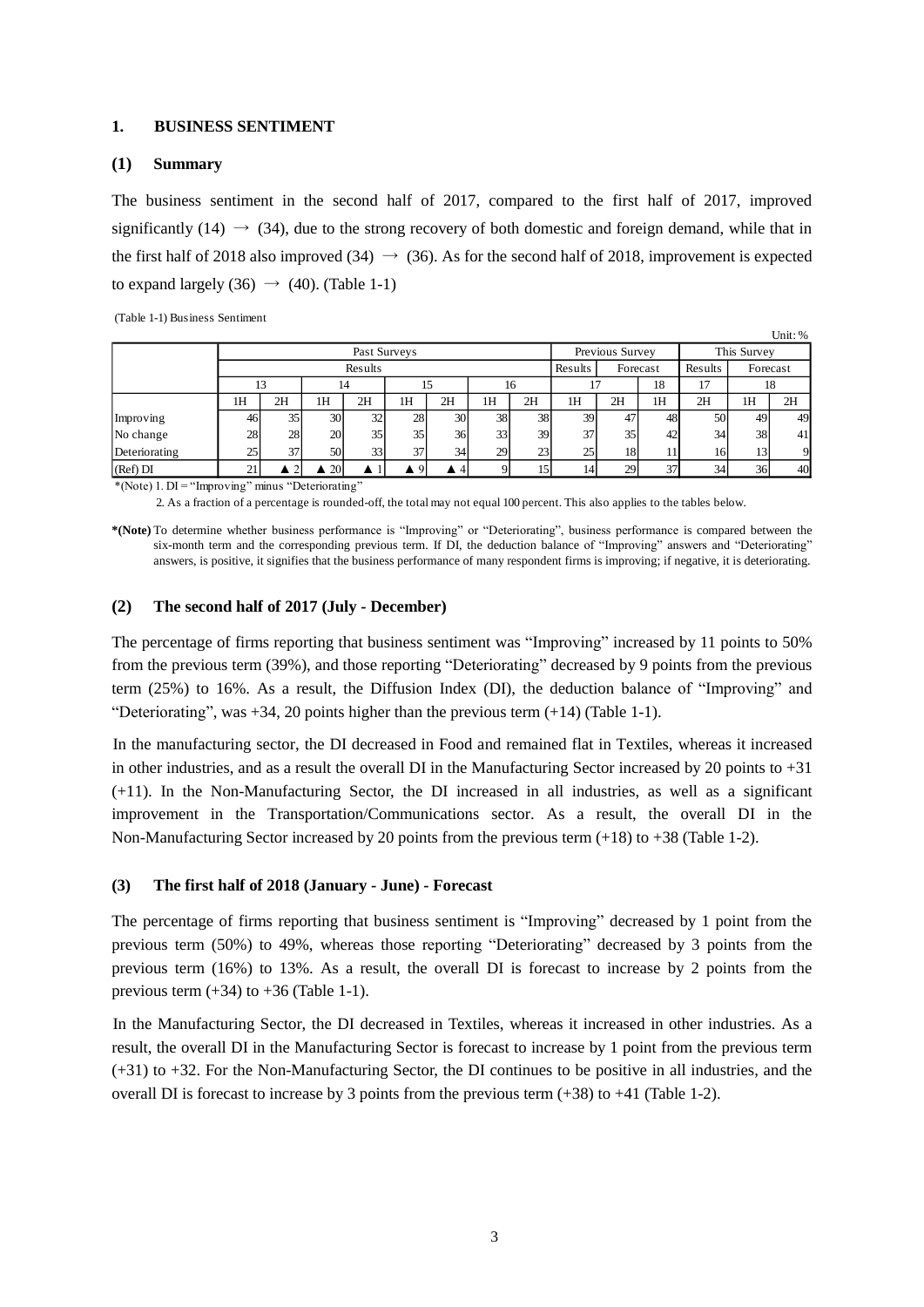## 1. BUSINESS SENTIMENT

### (1) Summary

The business sentiment in the second half of 2017, compared to the first half of 2017, improved significantly (14) → (34), due to the strong recovery of both domestic and foreign demand, while that in the first half of 2018 also improved (34) → (36). As for the second half of 2018, improvement is expected to expand largely (36) → (40). (Table 1-1)

(Table 1-1) Business Sentiment

Unit: %

| | Past Surveys | | | | | | | | Previous Survey | | | This Survey | | |
|---|---|---|---|---|---|---|---|---|---|---|---|---|---|---|
| | Results | | | | | | | | Results | Forecast | | Results | Forecast | |
| | 13 | | 14 | | 15 | | 16 | | 17 | | 18 | 17 | 18 | |
| | 1H | 2H | 1H | 2H | 1H | 2H | 1H | 2H | 1H | 2H | 1H | 2H | 1H | 2H |
| Improving | 46 | 35 | 30 | 32 | 28 | 30 | 38 | 38 | 39 | 47 | 48 | 50 | 49 | 49 |
| No change | 28 | 28 | 20 | 35 | 35 | 36 | 33 | 39 | 37 | 35 | 42 | 34 | 38 | 41 |
| Deteriorating | 25 | 37 | 50 | 33 | 37 | 34 | 29 | 23 | 25 | 18 | 11 | 16 | 13 | 9 |
| (Ref) DI | 21 | ▲ 2 | ▲ 20 | ▲ 1 | ▲ 9 | ▲ 4 | 9 | 15 | 14 | 29 | 37 | 34 | 36 | 40 |

*(Note) 1. DI = "Improving" minus "Deteriorating"

2. As a fraction of a percentage is rounded-off, the total may not equal 100 percent. This also applies to the tables below.

**\*(Note)** To determine whether business performance is "Improving" or "Deteriorating", business performance is compared between the six-month term and the corresponding previous term. If DI, the deduction balance of "Improving" answers and "Deteriorating" answers, is positive, it signifies that the business performance of many respondent firms is improving; if negative, it is deteriorating.

### (2) The second half of 2017 (July - December)

The percentage of firms reporting that business sentiment was "Improving" increased by 11 points to 50% from the previous term (39%), and those reporting "Deteriorating" decreased by 9 points from the previous term (25%) to 16%. As a result, the Diffusion Index (DI), the deduction balance of "Improving" and "Deteriorating", was +34, 20 points higher than the previous term (+14) (Table 1-1).

In the manufacturing sector, the DI decreased in Food and remained flat in Textiles, whereas it increased in other industries, and as a result the overall DI in the Manufacturing Sector increased by 20 points to +31 (+11). In the Non-Manufacturing Sector, the DI increased in all industries, as well as a significant improvement in the Transportation/Communications sector. As a result, the overall DI in the Non-Manufacturing Sector increased by 20 points from the previous term (+18) to +38 (Table 1-2).

### (3) The first half of 2018 (January - June) - Forecast

The percentage of firms reporting that business sentiment is "Improving" decreased by 1 point from the previous term (50%) to 49%, whereas those reporting "Deteriorating" decreased by 3 points from the previous term (16%) to 13%. As a result, the overall DI is forecast to increase by 2 points from the previous term (+34) to +36 (Table 1-1).

In the Manufacturing Sector, the DI decreased in Textiles, whereas it increased in other industries. As a result, the overall DI in the Manufacturing Sector is forecast to increase by 1 point from the previous term (+31) to +32. For the Non-Manufacturing Sector, the DI continues to be positive in all industries, and the overall DI is forecast to increase by 3 points from the previous term (+38) to +41 (Table 1-2).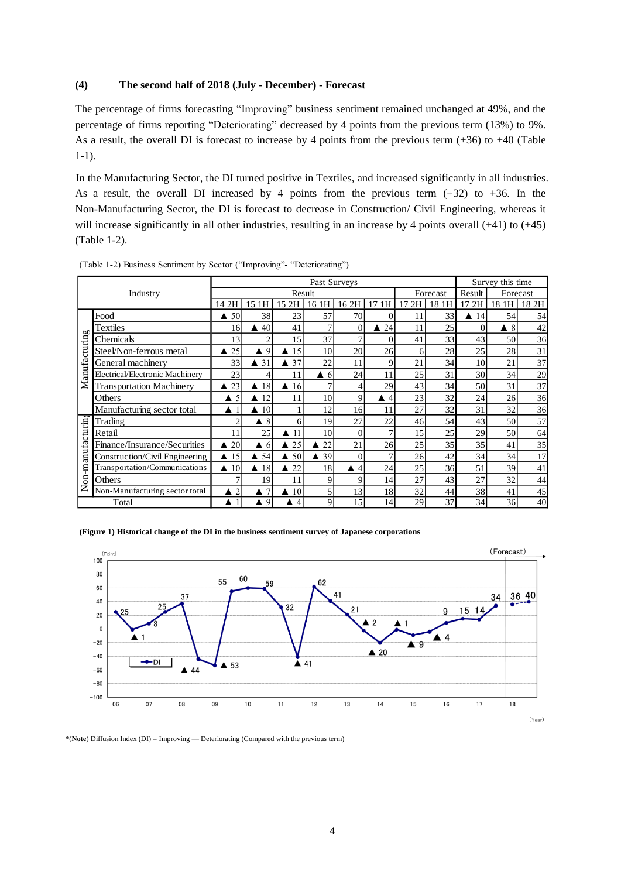**(4) The second half of 2018 (July - December) - Forecast**

The percentage of firms forecasting “Improving” business sentiment remained unchanged at 49%, and the percentage of firms reporting “Deteriorating” decreased by 4 points from the previous term (13%) to 9%. As a result, the overall DI is forecast to increase by 4 points from the previous term (+36) to +40 (Table 1-1).

In the Manufacturing Sector, the DI turned positive in Textiles, and increased significantly in all industries. As a result, the overall DI increased by 4 points from the previous term (+32) to +36. In the Non-Manufacturing Sector, the DI is forecast to decrease in Construction/ Civil Engineering, whereas it will increase significantly in all other industries, resulting in an increase by 4 points overall (+41) to (+45) (Table 1-2).

(Table 1-2) Business Sentiment by Sector (“Improving”- “Deteriorating”)

| | Industry | Past Surveys | | | | | | | | Survey this time | | |
|---|---|---|---|---|---|---|---|---|---|---|---|---|
| | | Result | | | | | | Forecast | | Result | Forecast | |
| | | 14 2H | 15 1H | 15 2H | 16 1H | 16 2H | 17 1H | 17 2H | 18 1H | 17 2H | 18 1H | 18 2H |
| Manufacturing | Food | ▲ 50 | 38 | 23 | 57 | 70 | 0 | 11 | 33 | ▲ 14 | 54 | 54 |
| | Textiles | 16 | ▲ 40 | 41 | 7 | 0 | ▲ 24 | 11 | 25 | 0 | ▲ 8 | 42 |
| | Chemicals | 13 | 2 | 15 | 37 | 7 | 0 | 41 | 33 | 43 | 50 | 36 |
| | Steel/Non-ferrous metal | ▲ 25 | ▲ 9 | ▲ 15 | 10 | 20 | 26 | 6 | 28 | 25 | 28 | 31 |
| | General machinery | 33 | ▲ 31 | ▲ 37 | 22 | 11 | 9 | 21 | 34 | 10 | 21 | 37 |
| | Electrical/Electronic Machinery | 23 | 4 | 11 | ▲ 6 | 24 | 11 | 25 | 31 | 30 | 34 | 29 |
| | Transportation Machinery | ▲ 23 | ▲ 18 | ▲ 16 | 7 | 4 | 29 | 43 | 34 | 50 | 31 | 37 |
| | Others | ▲ 5 | ▲ 12 | 11 | 10 | 9 | ▲ 4 | 23 | 32 | 24 | 26 | 36 |
| | Manufacturing sector total | ▲ 1 | ▲ 10 | 1 | 12 | 16 | 11 | 27 | 32 | 31 | 32 | 36 |
| Non-manufacturing | Trading | 2 | ▲ 8 | 6 | 19 | 27 | 22 | 46 | 54 | 43 | 50 | 57 |
| | Retail | 11 | 25 | ▲ 11 | 10 | 0 | 7 | 15 | 25 | 29 | 50 | 64 |
| | Finance/Insurance/Securities | ▲ 20 | ▲ 6 | ▲ 25 | ▲ 22 | 21 | 26 | 25 | 35 | 35 | 41 | 35 |
| | Construction/Civil Engineering | ▲ 15 | ▲ 54 | ▲ 50 | ▲ 39 | 0 | 7 | 26 | 42 | 34 | 34 | 17 |
| | Transportation/Communications | ▲ 10 | ▲ 18 | ▲ 22 | 18 | ▲ 4 | 24 | 25 | 36 | 51 | 39 | 41 |
| | Others | 7 | 19 | 11 | 9 | 9 | 14 | 27 | 43 | 27 | 32 | 44 |
| | Non-Manufacturing sector total | ▲ 2 | ▲ 7 | ▲ 10 | 5 | 13 | 18 | 32 | 44 | 38 | 41 | 45 |
| Total | | ▲ 1 | ▲ 9 | ▲ 4 | 9 | 15 | 14 | 29 | 37 | 34 | 36 | 40 |

**(Figure 1) Historical change of the DI in the business sentiment survey of Japanese corporations**

*(**Note**) Diffusion Index (DI) = Improving — Deteriorating (Compared with the previous term)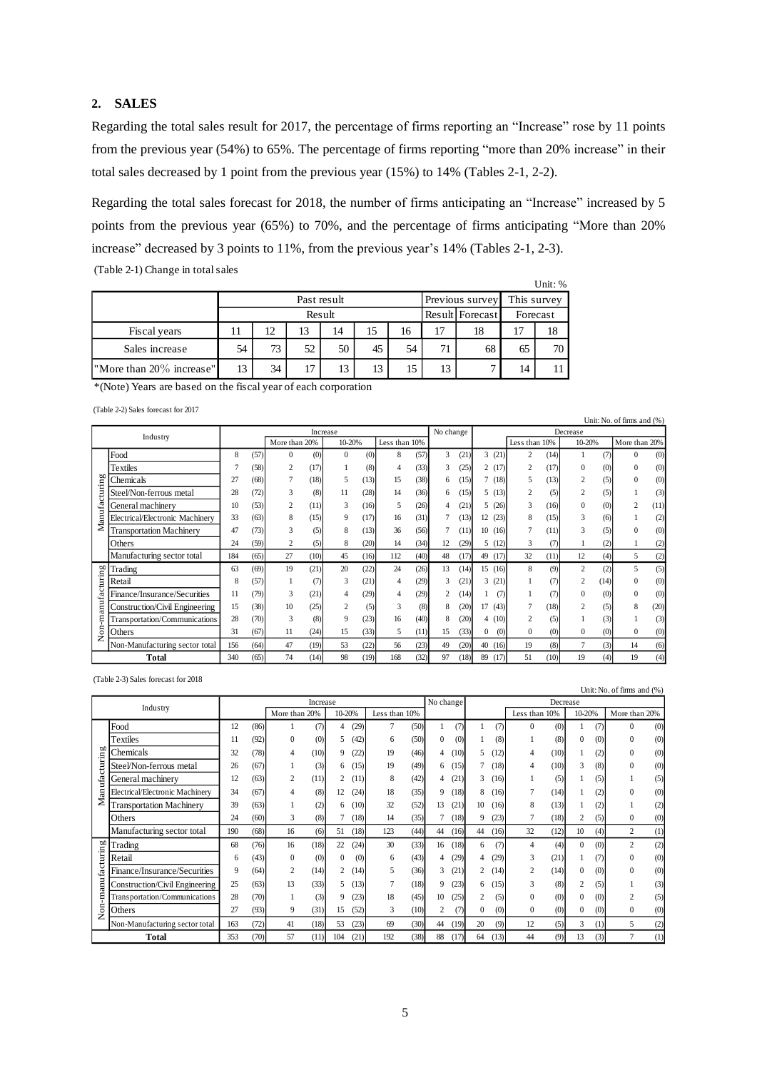## 2. SALES

Regarding the total sales result for 2017, the percentage of firms reporting an "Increase" rose by 11 points from the previous year (54%) to 65%. The percentage of firms reporting "more than 20% increase" in their total sales decreased by 1 point from the previous year (15%) to 14% (Tables 2-1, 2-2).

Regarding the total sales forecast for 2018, the number of firms anticipating an "Increase" increased by 5 points from the previous year (65%) to 70%, and the percentage of firms anticipating "More than 20% increase" decreased by 3 points to 11%, from the previous year's 14% (Tables 2-1, 2-3).

(Table 2-1) Change in total sales

Unit: %

| | Past result | | | | | | Previous survey | | This survey | |
|---|---|---|---|---|---|---|---|---|---|---|
| | Result | | | | | | Result | Forecast | Forecast | |
| Fiscal years | 11 | 12 | 13 | 14 | 15 | 16 | 17 | 18 | 17 | 18 |
| Sales increase | 54 | 73 | 52 | 50 | 45 | 54 | 71 | 68 | 65 | 70 |
| "More than 20% increase" | 13 | 34 | 17 | 13 | 13 | 15 | 13 | 7 | 14 | 11 |

*(Note) Years are based on the fiscal year of each corporation

(Table 2-2) Sales forecast for 2017

Unit: No. of firms and (%)

| | Industry | Increase | | | | | | | | No change | | Decrease | | | | | | | |
|---|---|---|---|---|---|---|---|---|---|---|---|---|---|---|---|---|---|---|---|
| | | | | More than 20% | | 10-20% | | Less than 10% | | | | | | Less than 10% | | 10-20% | | More than 20% | |
| Manufacturing | Food | 8 | (57) | 0 | (0) | 0 | (0) | 8 | (57) | 3 | (21) | 3 | (21) | 2 | (14) | 1 | (7) | 0 | (0) |
| | Textiles | 7 | (58) | 2 | (17) | 1 | (8) | 4 | (33) | 3 | (25) | 2 | (17) | 2 | (17) | 0 | (0) | 0 | (0) |
| | Chemicals | 27 | (68) | 7 | (18) | 5 | (13) | 15 | (38) | 6 | (15) | 7 | (18) | 5 | (13) | 2 | (5) | 0 | (0) |
| | Steel/Non-ferrous metal | 28 | (72) | 3 | (8) | 11 | (28) | 14 | (36) | 6 | (15) | 5 | (13) | 2 | (5) | 2 | (5) | 1 | (3) |
| | General machinery | 10 | (53) | 2 | (11) | 3 | (16) | 5 | (26) | 4 | (21) | 5 | (26) | 3 | (16) | 0 | (0) | 2 | (11) |
| | Electrical/Electronic Machinery | 33 | (63) | 8 | (15) | 9 | (17) | 16 | (31) | 7 | (13) | 12 | (23) | 8 | (15) | 3 | (6) | 1 | (2) |
| | Transportation Machinery | 47 | (73) | 3 | (5) | 8 | (13) | 36 | (56) | 7 | (11) | 10 | (16) | 7 | (11) | 3 | (5) | 0 | (0) |
| | Others | 24 | (59) | 2 | (5) | 8 | (20) | 14 | (34) | 12 | (29) | 5 | (12) | 3 | (7) | 1 | (2) | 1 | (2) |
| | Manufacturing sector total | 184 | (65) | 27 | (10) | 45 | (16) | 112 | (40) | 48 | (17) | 49 | (17) | 32 | (11) | 12 | (4) | 5 | (2) |
| Non-manufacturing | Trading | 63 | (69) | 19 | (21) | 20 | (22) | 24 | (26) | 13 | (14) | 15 | (16) | 8 | (9) | 2 | (2) | 5 | (5) |
| | Retail | 8 | (57) | 1 | (7) | 3 | (21) | 4 | (29) | 3 | (21) | 3 | (21) | 1 | (7) | 2 | (14) | 0 | (0) |
| | Finance/Insurance/Securities | 11 | (79) | 3 | (21) | 4 | (29) | 4 | (29) | 2 | (14) | 1 | (7) | 1 | (7) | 0 | (0) | 0 | (0) |
| | Construction/Civil Engineering | 15 | (38) | 10 | (25) | 2 | (5) | 3 | (8) | 8 | (20) | 17 | (43) | 7 | (18) | 2 | (5) | 8 | (20) |
| | Transportation/Communications | 28 | (70) | 3 | (8) | 9 | (23) | 16 | (40) | 8 | (20) | 4 | (10) | 2 | (5) | 1 | (3) | 1 | (3) |
| | Others | 31 | (67) | 11 | (24) | 15 | (33) | 5 | (11) | 15 | (33) | 0 | (0) | 0 | (0) | 0 | (0) | 0 | (0) |
| | Non-Manufacturing sector total | 156 | (64) | 47 | (19) | 53 | (22) | 56 | (23) | 49 | (20) | 40 | (16) | 19 | (8) | 7 | (3) | 14 | (6) |
| | **Total** | 340 | (65) | 74 | (14) | 98 | (19) | 168 | (32) | 97 | (18) | 89 | (17) | 51 | (10) | 19 | (4) | 19 | (4) |

(Table 2-3) Sales forecast for 2018

Unit: No. of firms and (%)

| | Industry | Increase | | | | | | | | No change | | Decrease | | | | | | | |
|---|---|---|---|---|---|---|---|---|---|---|---|---|---|---|---|---|---|---|---|
| | | | | More than 20% | | 10-20% | | Less than 10% | | | | | | Less than 10% | | 10-20% | | More than 20% | |
| Manufacturing | Food | 12 | (86) | 1 | (7) | 4 | (29) | 7 | (50) | 1 | (7) | 1 | (7) | 0 | (0) | 1 | (7) | 0 | (0) |
| | Textiles | 11 | (92) | 0 | (0) | 5 | (42) | 6 | (50) | 0 | (0) | 1 | (8) | 1 | (8) | 0 | (0) | 0 | (0) |
| | Chemicals | 32 | (78) | 4 | (10) | 9 | (22) | 19 | (46) | 4 | (10) | 5 | (12) | 4 | (10) | 1 | (2) | 0 | (0) |
| | Steel/Non-ferrous metal | 26 | (67) | 1 | (3) | 6 | (15) | 19 | (49) | 6 | (15) | 7 | (18) | 4 | (10) | 3 | (8) | 0 | (0) |
| | General machinery | 12 | (63) | 2 | (11) | 2 | (11) | 8 | (42) | 4 | (21) | 3 | (16) | 1 | (5) | 1 | (5) | 1 | (5) |
| | Electrical/Electronic Machinery | 34 | (67) | 4 | (8) | 12 | (24) | 18 | (35) | 9 | (18) | 8 | (16) | 7 | (14) | 1 | (2) | 0 | (0) |
| | Transportation Machinery | 39 | (63) | 1 | (2) | 6 | (10) | 32 | (52) | 13 | (21) | 10 | (16) | 8 | (13) | 1 | (2) | 1 | (2) |
| | Others | 24 | (60) | 3 | (8) | 7 | (18) | 14 | (35) | 7 | (18) | 9 | (23) | 7 | (18) | 2 | (5) | 0 | (0) |
| | Manufacturing sector total | 190 | (68) | 16 | (6) | 51 | (18) | 123 | (44) | 44 | (16) | 44 | (16) | 32 | (12) | 10 | (4) | 2 | (1) |
| Non-manufacturing | Trading | 68 | (76) | 16 | (18) | 22 | (24) | 30 | (33) | 16 | (18) | 6 | (7) | 4 | (4) | 0 | (0) | 2 | (2) |
| | Retail | 6 | (43) | 0 | (0) | 0 | (0) | 6 | (43) | 4 | (29) | 4 | (29) | 3 | (21) | 1 | (7) | 0 | (0) |
| | Finance/Insurance/Securities | 9 | (64) | 2 | (14) | 2 | (14) | 5 | (36) | 3 | (21) | 2 | (14) | 2 | (14) | 0 | (0) | 0 | (0) |
| | Construction/Civil Engineering | 25 | (63) | 13 | (33) | 5 | (13) | 7 | (18) | 9 | (23) | 6 | (15) | 3 | (8) | 2 | (5) | 1 | (3) |
| | Transportation/Communications | 28 | (70) | 1 | (3) | 9 | (23) | 18 | (45) | 10 | (25) | 2 | (5) | 0 | (0) | 0 | (0) | 2 | (5) |
| | Others | 27 | (93) | 9 | (31) | 15 | (52) | 3 | (10) | 2 | (7) | 0 | (0) | 0 | (0) | 0 | (0) | 0 | (0) |
| | Non-Manufacturing sector total | 163 | (72) | 41 | (18) | 53 | (23) | 69 | (30) | 44 | (19) | 20 | (9) | 12 | (5) | 3 | (1) | 5 | (2) |
| | **Total** | 353 | (70) | 57 | (11) | 104 | (21) | 192 | (38) | 88 | (17) | 64 | (13) | 44 | (9) | 13 | (3) | 7 | (1) |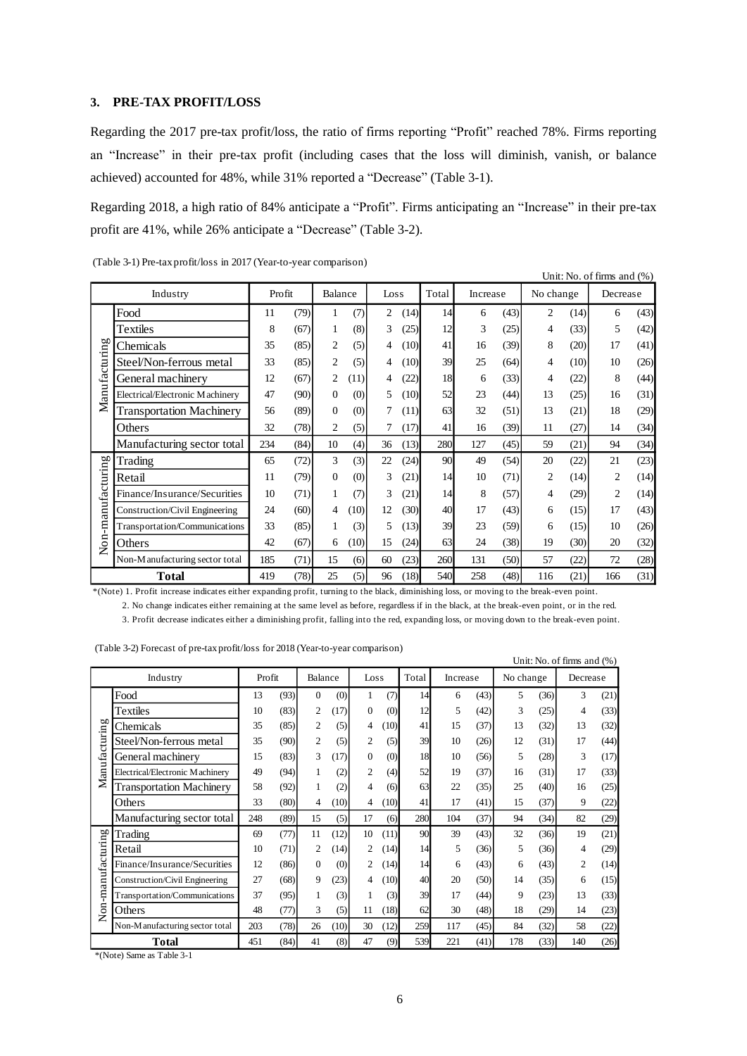### 3. PRE-TAX PROFIT/LOSS

Regarding the 2017 pre-tax profit/loss, the ratio of firms reporting "Profit" reached 78%. Firms reporting an "Increase" in their pre-tax profit (including cases that the loss will diminish, vanish, or balance achieved) accounted for 48%, while 31% reported a "Decrease" (Table 3-1).

Regarding 2018, a high ratio of 84% anticipate a "Profit". Firms anticipating an "Increase" in their pre-tax profit are 41%, while 26% anticipate a "Decrease" (Table 3-2).

(Table 3-1) Pre-tax profit/loss in 2017 (Year-to-year comparison)

Unit: No. of firms and (%)

| Industry | | Profit | | Balance | | Loss | | Total | Increase | | No change | | Decrease | |
|---|---|---|---|---|---|---|---|---|---|---|---|---|---|---|
| Manufacturing | Food | 11 | (79) | 1 | (7) | 2 | (14) | 14 | 6 | (43) | 2 | (14) | 6 | (43) |
| | Textiles | 8 | (67) | 1 | (8) | 3 | (25) | 12 | 3 | (25) | 4 | (33) | 5 | (42) |
| | Chemicals | 35 | (85) | 2 | (5) | 4 | (10) | 41 | 16 | (39) | 8 | (20) | 17 | (41) |
| | Steel/Non-ferrous metal | 33 | (85) | 2 | (5) | 4 | (10) | 39 | 25 | (64) | 4 | (10) | 10 | (26) |
| | General machinery | 12 | (67) | 2 | (11) | 4 | (22) | 18 | 6 | (33) | 4 | (22) | 8 | (44) |
| | Electrical/Electronic Machinery | 47 | (90) | 0 | (0) | 5 | (10) | 52 | 23 | (44) | 13 | (25) | 16 | (31) |
| | Transportation Machinery | 56 | (89) | 0 | (0) | 7 | (11) | 63 | 32 | (51) | 13 | (21) | 18 | (29) |
| | Others | 32 | (78) | 2 | (5) | 7 | (17) | 41 | 16 | (39) | 11 | (27) | 14 | (34) |
| | Manufacturing sector total | 234 | (84) | 10 | (4) | 36 | (13) | 280 | 127 | (45) | 59 | (21) | 94 | (34) |
| Non-manufacturing | Trading | 65 | (72) | 3 | (3) | 22 | (24) | 90 | 49 | (54) | 20 | (22) | 21 | (23) |
| | Retail | 11 | (79) | 0 | (0) | 3 | (21) | 14 | 10 | (71) | 2 | (14) | 2 | (14) |
| | Finance/Insurance/Securities | 10 | (71) | 1 | (7) | 3 | (21) | 14 | 8 | (57) | 4 | (29) | 2 | (14) |
| | Construction/Civil Engineering | 24 | (60) | 4 | (10) | 12 | (30) | 40 | 17 | (43) | 6 | (15) | 17 | (43) |
| | Transportation/Communications | 33 | (85) | 1 | (3) | 5 | (13) | 39 | 23 | (59) | 6 | (15) | 10 | (26) |
| | Others | 42 | (67) | 6 | (10) | 15 | (24) | 63 | 24 | (38) | 19 | (30) | 20 | (32) |
| | Non-Manufacturing sector total | 185 | (71) | 15 | (6) | 60 | (23) | 260 | 131 | (50) | 57 | (22) | 72 | (28) |
| **Total** | | 419 | (78) | 25 | (5) | 96 | (18) | 540 | 258 | (48) | 116 | (21) | 166 | (31) |

*(Note) 1. Profit increase indicates either expanding profit, turning to the black, diminishing loss, or moving to the break-even point.

2. No change indicates either remaining at the same level as before, regardless if in the black, at the break-even point, or in the red.

3. Profit decrease indicates either a diminishing profit, falling into the red, expanding loss, or moving down to the break-even point.

(Table 3-2) Forecast of pre-tax profit/loss for 2018 (Year-to-year comparison)

Unit: No. of firms and (%)

| Industry | | Profit | | Balance | | Loss | | Total | Increase | | No change | | Decrease | |
|---|---|---|---|---|---|---|---|---|---|---|---|---|---|---|
| Manufacturing | Food | 13 | (93) | 0 | (0) | 1 | (7) | 14 | 6 | (43) | 5 | (36) | 3 | (21) |
| | Textiles | 10 | (83) | 2 | (17) | 0 | (0) | 12 | 5 | (42) | 3 | (25) | 4 | (33) |
| | Chemicals | 35 | (85) | 2 | (5) | 4 | (10) | 41 | 15 | (37) | 13 | (32) | 13 | (32) |
| | Steel/Non-ferrous metal | 35 | (90) | 2 | (5) | 2 | (5) | 39 | 10 | (26) | 12 | (31) | 17 | (44) |
| | General machinery | 15 | (83) | 3 | (17) | 0 | (0) | 18 | 10 | (56) | 5 | (28) | 3 | (17) |
| | Electrical/Electronic Machinery | 49 | (94) | 1 | (2) | 2 | (4) | 52 | 19 | (37) | 16 | (31) | 17 | (33) |
| | Transportation Machinery | 58 | (92) | 1 | (2) | 4 | (6) | 63 | 22 | (35) | 25 | (40) | 16 | (25) |
| | Others | 33 | (80) | 4 | (10) | 4 | (10) | 41 | 17 | (41) | 15 | (37) | 9 | (22) |
| | Manufacturing sector total | 248 | (89) | 15 | (5) | 17 | (6) | 280 | 104 | (37) | 94 | (34) | 82 | (29) |
| Non-manufacturing | Trading | 69 | (77) | 11 | (12) | 10 | (11) | 90 | 39 | (43) | 32 | (36) | 19 | (21) |
| | Retail | 10 | (71) | 2 | (14) | 2 | (14) | 14 | 5 | (36) | 5 | (36) | 4 | (29) |
| | Finance/Insurance/Securities | 12 | (86) | 0 | (0) | 2 | (14) | 14 | 6 | (43) | 6 | (43) | 2 | (14) |
| | Construction/Civil Engineering | 27 | (68) | 9 | (23) | 4 | (10) | 40 | 20 | (50) | 14 | (35) | 6 | (15) |
| | Transportation/Communications | 37 | (95) | 1 | (3) | 1 | (3) | 39 | 17 | (44) | 9 | (23) | 13 | (33) |
| | Others | 48 | (77) | 3 | (5) | 11 | (18) | 62 | 30 | (48) | 18 | (29) | 14 | (23) |
| | Non-Manufacturing sector total | 203 | (78) | 26 | (10) | 30 | (12) | 259 | 117 | (45) | 84 | (32) | 58 | (22) |
| **Total** | | 451 | (84) | 41 | (8) | 47 | (9) | 539 | 221 | (41) | 178 | (33) | 140 | (26) |

*(Note) Same as Table 3-1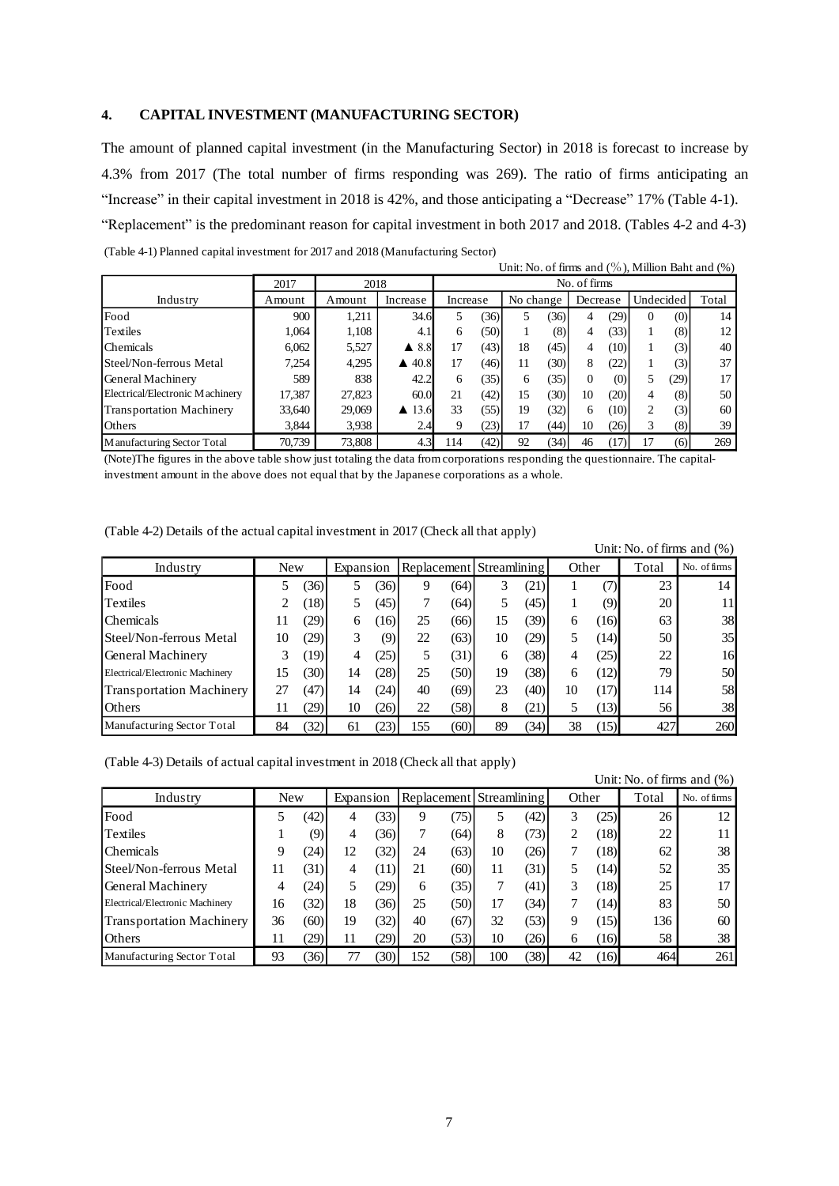## 4. CAPITAL INVESTMENT (MANUFACTURING SECTOR)

The amount of planned capital investment (in the Manufacturing Sector) in 2018 is forecast to increase by 4.3% from 2017 (The total number of firms responding was 269). The ratio of firms anticipating an "Increase" in their capital investment in 2018 is 42%, and those anticipating a "Decrease" 17% (Table 4-1). "Replacement" is the predominant reason for capital investment in both 2017 and 2018. (Tables 4-2 and 4-3)

(Table 4-1) Planned capital investment for 2017 and 2018 (Manufacturing Sector)

Unit: No. of firms and (%), Million Baht and (%)

| Industry | 2017 | 2018 | | No. of firms | | | | | | | | |
|---|---|---|---|---|---|---|---|---|---|---|---|---|
| | Amount | Amount | Increase | Increase | | No change | | Decrease | | Undecided | | Total |
| Food | 900 | 1,211 | 34.6 | 5 | (36) | 5 | (36) | 4 | (29) | 0 | (0) | 14 |
| Textiles | 1,064 | 1,108 | 4.1 | 6 | (50) | 1 | (8) | 4 | (33) | 1 | (8) | 12 |
| Chemicals | 6,062 | 5,527 | ▲ 8.8 | 17 | (43) | 18 | (45) | 4 | (10) | 1 | (3) | 40 |
| Steel/Non-ferrous Metal | 7,254 | 4,295 | ▲ 40.8 | 17 | (46) | 11 | (30) | 8 | (22) | 1 | (3) | 37 |
| General Machinery | 589 | 838 | 42.2 | 6 | (35) | 6 | (35) | 0 | (0) | 5 | (29) | 17 |
| Electrical/Electronic Machinery | 17,387 | 27,823 | 60.0 | 21 | (42) | 15 | (30) | 10 | (20) | 4 | (8) | 50 |
| Transportation Machinery | 33,640 | 29,069 | ▲ 13.6 | 33 | (55) | 19 | (32) | 6 | (10) | 2 | (3) | 60 |
| Others | 3,844 | 3,938 | 2.4 | 9 | (23) | 17 | (44) | 10 | (26) | 3 | (8) | 39 |
| Manufacturing Sector Total | 70,739 | 73,808 | 4.3 | 114 | (42) | 92 | (34) | 46 | (17) | 17 | (6) | 269 |

(Note)The figures in the above table show just totaling the data from corporations responding the questionnaire. The capital-investment amount in the above does not equal that by the Japanese corporations as a whole.

(Table 4-2) Details of the actual capital investment in 2017 (Check all that apply)

Unit: No. of firms and (%)

| Industry | New | | Expansion | | Replacement | | Streamlining | | Other | | Total | No. of firms |
|---|---|---|---|---|---|---|---|---|---|---|---|---|
| Food | 5 | (36) | 5 | (36) | 9 | (64) | 3 | (21) | 1 | (7) | 23 | 14 |
| Textiles | 2 | (18) | 5 | (45) | 7 | (64) | 5 | (45) | 1 | (9) | 20 | 11 |
| Chemicals | 11 | (29) | 6 | (16) | 25 | (66) | 15 | (39) | 6 | (16) | 63 | 38 |
| Steel/Non-ferrous Metal | 10 | (29) | 3 | (9) | 22 | (63) | 10 | (29) | 5 | (14) | 50 | 35 |
| General Machinery | 3 | (19) | 4 | (25) | 5 | (31) | 6 | (38) | 4 | (25) | 22 | 16 |
| Electrical/Electronic Machinery | 15 | (30) | 14 | (28) | 25 | (50) | 19 | (38) | 6 | (12) | 79 | 50 |
| Transportation Machinery | 27 | (47) | 14 | (24) | 40 | (69) | 23 | (40) | 10 | (17) | 114 | 58 |
| Others | 11 | (29) | 10 | (26) | 22 | (58) | 8 | (21) | 5 | (13) | 56 | 38 |
| Manufacturing Sector Total | 84 | (32) | 61 | (23) | 155 | (60) | 89 | (34) | 38 | (15) | 427 | 260 |

(Table 4-3) Details of actual capital investment in 2018 (Check all that apply)

Unit: No. of firms and (%)

| Industry | New | | Expansion | | Replacement | | Streamlining | | Other | | Total | No. of firms |
|---|---|---|---|---|---|---|---|---|---|---|---|---|
| Food | 5 | (42) | 4 | (33) | 9 | (75) | 5 | (42) | 3 | (25) | 26 | 12 |
| Textiles | 1 | (9) | 4 | (36) | 7 | (64) | 8 | (73) | 2 | (18) | 22 | 11 |
| Chemicals | 9 | (24) | 12 | (32) | 24 | (63) | 10 | (26) | 7 | (18) | 62 | 38 |
| Steel/Non-ferrous Metal | 11 | (31) | 4 | (11) | 21 | (60) | 11 | (31) | 5 | (14) | 52 | 35 |
| General Machinery | 4 | (24) | 5 | (29) | 6 | (35) | 7 | (41) | 3 | (18) | 25 | 17 |
| Electrical/Electronic Machinery | 16 | (32) | 18 | (36) | 25 | (50) | 17 | (34) | 7 | (14) | 83 | 50 |
| Transportation Machinery | 36 | (60) | 19 | (32) | 40 | (67) | 32 | (53) | 9 | (15) | 136 | 60 |
| Others | 11 | (29) | 11 | (29) | 20 | (53) | 10 | (26) | 6 | (16) | 58 | 38 |
| Manufacturing Sector Total | 93 | (36) | 77 | (30) | 152 | (58) | 100 | (38) | 42 | (16) | 464 | 261 |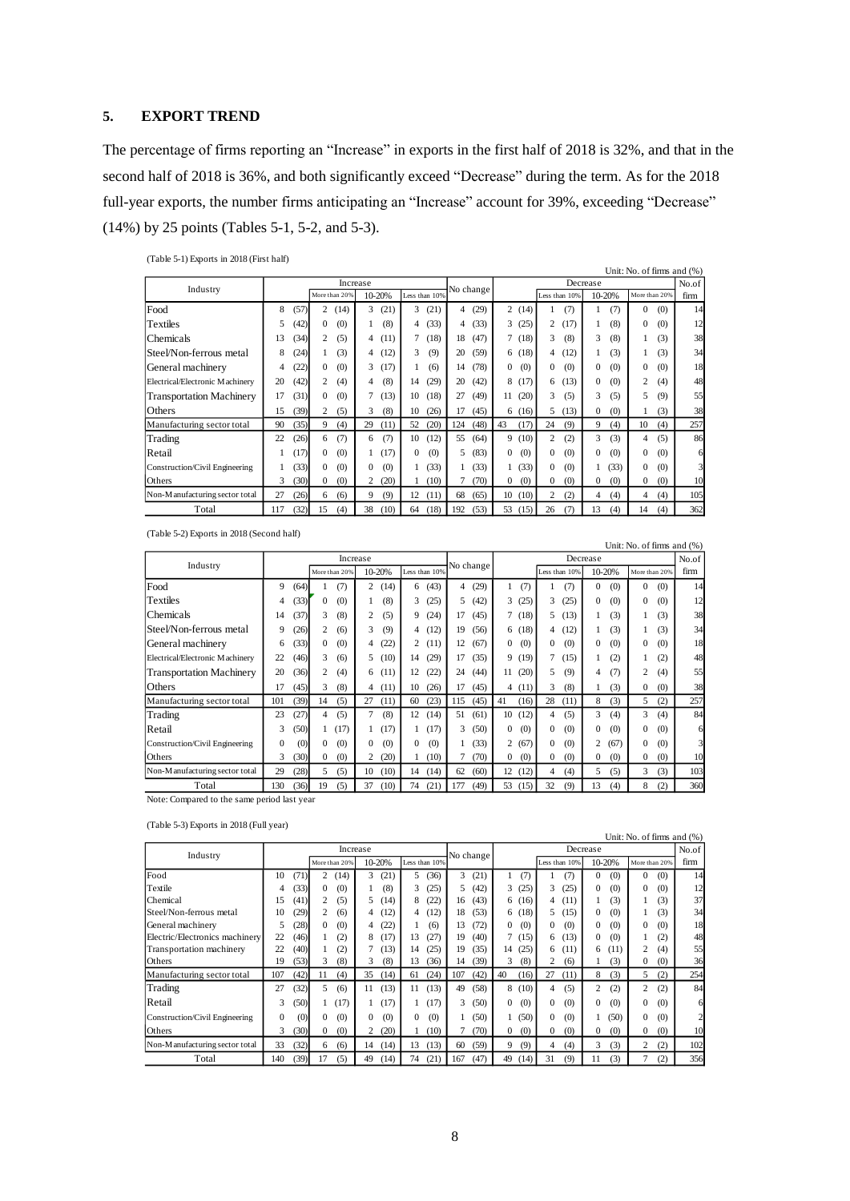## 5. EXPORT TREND

The percentage of firms reporting an "Increase" in exports in the first half of 2018 is 32%, and that in the second half of 2018 is 36%, and both significantly exceed "Decrease" during the term. As for the 2018 full-year exports, the number firms anticipating an "Increase" account for 39%, exceeding "Decrease" (14%) by 25 points (Tables 5-1, 5-2, and 5-3).

(Table 5-1) Exports in 2018 (First half)

Unit: No. of firms and (%)

| Industry | Increase | | | | | | | | No change | | Decrease | | | | | | | | No.of firm |
|---|---|---|---|---|---|---|---|---|---|---|---|---|---|---|---|---|---|---|---|
| | | | More than 20% | | 10-20% | | Less than 10% | | | | | | Less than 10% | | 10-20% | | More than 20% | | |
| Food | 8 | (57) | 2 | (14) | 3 | (21) | 3 | (21) | 4 | (29) | 2 | (14) | 1 | (7) | 1 | (7) | 0 | (0) | 14 |
| Textiles | 5 | (42) | 0 | (0) | 1 | (8) | 4 | (33) | 4 | (33) | 3 | (25) | 2 | (17) | 1 | (8) | 0 | (0) | 12 |
| Chemicals | 13 | (34) | 2 | (5) | 4 | (11) | 7 | (18) | 18 | (47) | 7 | (18) | 3 | (8) | 3 | (8) | 1 | (3) | 38 |
| Steel/Non-ferrous metal | 8 | (24) | 1 | (3) | 4 | (12) | 3 | (9) | 20 | (59) | 6 | (18) | 4 | (12) | 1 | (3) | 1 | (3) | 34 |
| General machinery | 4 | (22) | 0 | (0) | 3 | (17) | 1 | (6) | 14 | (78) | 0 | (0) | 0 | (0) | 0 | (0) | 0 | (0) | 18 |
| Electrical/Electronic Machinery | 20 | (42) | 2 | (4) | 4 | (8) | 14 | (29) | 20 | (42) | 8 | (17) | 6 | (13) | 0 | (0) | 2 | (4) | 48 |
| Transportation Machinery | 17 | (31) | 0 | (0) | 7 | (13) | 10 | (18) | 27 | (49) | 11 | (20) | 3 | (5) | 3 | (5) | 5 | (9) | 55 |
| Others | 15 | (39) | 2 | (5) | 3 | (8) | 10 | (26) | 17 | (45) | 6 | (16) | 5 | (13) | 0 | (0) | 1 | (3) | 38 |
| Manufacturing sector total | 90 | (35) | 9 | (4) | 29 | (11) | 52 | (20) | 124 | (48) | 43 | (17) | 24 | (9) | 9 | (4) | 10 | (4) | 257 |
| Trading | 22 | (26) | 6 | (7) | 6 | (7) | 10 | (12) | 55 | (64) | 9 | (10) | 2 | (2) | 3 | (3) | 4 | (5) | 86 |
| Retail | 1 | (17) | 0 | (0) | 1 | (17) | 0 | (0) | 5 | (83) | 0 | (0) | 0 | (0) | 0 | (0) | 0 | (0) | 6 |
| Construction/Civil Engineering | 1 | (33) | 0 | (0) | 0 | (0) | 1 | (33) | 1 | (33) | 1 | (33) | 0 | (0) | 1 | (33) | 0 | (0) | 3 |
| Others | 3 | (30) | 0 | (0) | 2 | (20) | 1 | (10) | 7 | (70) | 0 | (0) | 0 | (0) | 0 | (0) | 0 | (0) | 10 |
| Non-Manufacturing sector total | 27 | (26) | 6 | (6) | 9 | (9) | 12 | (11) | 68 | (65) | 10 | (10) | 2 | (2) | 4 | (4) | 4 | (4) | 105 |
| Total | 117 | (32) | 15 | (4) | 38 | (10) | 64 | (18) | 192 | (53) | 53 | (15) | 26 | (7) | 13 | (4) | 14 | (4) | 362 |

(Table 5-2) Exports in 2018 (Second half)

Unit: No. of firms and (%)

| Industry | Increase | | | | | | | | No change | | Decrease | | | | | | | | No.of firm |
|---|---|---|---|---|---|---|---|---|---|---|---|---|---|---|---|---|---|---|---|
| | | | More than 20% | | 10-20% | | Less than 10% | | | | | | Less than 10% | | 10-20% | | More than 20% | | |
| Food | 9 | (64) | 1 | (7) | 2 | (14) | 6 | (43) | 4 | (29) | 1 | (7) | 1 | (7) | 0 | (0) | 0 | (0) | 14 |
| Textiles | 4 | (33) | 0 | (0) | 1 | (8) | 3 | (25) | 5 | (42) | 3 | (25) | 3 | (25) | 0 | (0) | 0 | (0) | 12 |
| Chemicals | 14 | (37) | 3 | (8) | 2 | (5) | 9 | (24) | 17 | (45) | 7 | (18) | 5 | (13) | 1 | (3) | 1 | (3) | 38 |
| Steel/Non-ferrous metal | 9 | (26) | 2 | (6) | 3 | (9) | 4 | (12) | 19 | (56) | 6 | (18) | 4 | (12) | 1 | (3) | 1 | (3) | 34 |
| General machinery | 6 | (33) | 0 | (0) | 4 | (22) | 2 | (11) | 12 | (67) | 0 | (0) | 0 | (0) | 0 | (0) | 0 | (0) | 18 |
| Electrical/Electronic Machinery | 22 | (46) | 3 | (6) | 5 | (10) | 14 | (29) | 17 | (35) | 9 | (19) | 7 | (15) | 1 | (2) | 1 | (2) | 48 |
| Transportation Machinery | 20 | (36) | 2 | (4) | 6 | (11) | 12 | (22) | 24 | (44) | 11 | (20) | 5 | (9) | 4 | (7) | 2 | (4) | 55 |
| Others | 17 | (45) | 3 | (8) | 4 | (11) | 10 | (26) | 17 | (45) | 4 | (11) | 3 | (8) | 1 | (3) | 0 | (0) | 38 |
| Manufacturing sector total | 101 | (39) | 14 | (5) | 27 | (11) | 60 | (23) | 115 | (45) | 41 | (16) | 28 | (11) | 8 | (3) | 5 | (2) | 257 |
| Trading | 23 | (27) | 4 | (5) | 7 | (8) | 12 | (14) | 51 | (61) | 10 | (12) | 4 | (5) | 3 | (4) | 3 | (4) | 84 |
| Retail | 3 | (50) | 1 | (17) | 1 | (17) | 1 | (17) | 3 | (50) | 0 | (0) | 0 | (0) | 0 | (0) | 0 | (0) | 6 |
| Construction/Civil Engineering | 0 | (0) | 0 | (0) | 0 | (0) | 0 | (0) | 1 | (33) | 2 | (67) | 0 | (0) | 2 | (67) | 0 | (0) | 3 |
| Others | 3 | (30) | 0 | (0) | 2 | (20) | 1 | (10) | 7 | (70) | 0 | (0) | 0 | (0) | 0 | (0) | 0 | (0) | 10 |
| Non-Manufacturing sector total | 29 | (28) | 5 | (5) | 10 | (10) | 14 | (14) | 62 | (60) | 12 | (12) | 4 | (4) | 5 | (5) | 3 | (3) | 103 |
| Total | 130 | (36) | 19 | (5) | 37 | (10) | 74 | (21) | 177 | (49) | 53 | (15) | 32 | (9) | 13 | (4) | 8 | (2) | 360 |

Note: Compared to the same period last year

(Table 5-3) Exports in 2018 (Full year)

Unit: No. of firms and (%)

| Industry | Increase | | | | | | | | No change | | Decrease | | | | | | | | No.of firm |
|---|---|---|---|---|---|---|---|---|---|---|---|---|---|---|---|---|---|---|---|
| | | | More than 20% | | 10-20% | | Less than 10% | | | | | | Less than 10% | | 10-20% | | More than 20% | | |
| Food | 10 | (71) | 2 | (14) | 3 | (21) | 5 | (36) | 3 | (21) | 1 | (7) | 1 | (7) | 0 | (0) | 0 | (0) | 14 |
| Textile | 4 | (33) | 0 | (0) | 1 | (8) | 3 | (25) | 5 | (42) | 3 | (25) | 3 | (25) | 0 | (0) | 0 | (0) | 12 |
| Chemical | 15 | (41) | 2 | (5) | 5 | (14) | 8 | (22) | 16 | (43) | 6 | (16) | 4 | (11) | 1 | (3) | 1 | (3) | 37 |
| Steel/Non-ferrous metal | 10 | (29) | 2 | (6) | 4 | (12) | 4 | (12) | 18 | (53) | 6 | (18) | 5 | (15) | 0 | (0) | 1 | (3) | 34 |
| General machinery | 5 | (28) | 0 | (0) | 4 | (22) | 1 | (6) | 13 | (72) | 0 | (0) | 0 | (0) | 0 | (0) | 0 | (0) | 18 |
| Electric/Electronics machinery | 22 | (46) | 1 | (2) | 8 | (17) | 13 | (27) | 19 | (40) | 7 | (15) | 6 | (13) | 0 | (0) | 1 | (2) | 48 |
| Transportation machinery | 22 | (40) | 1 | (2) | 7 | (13) | 14 | (25) | 19 | (35) | 14 | (25) | 6 | (11) | 6 | (11) | 2 | (4) | 55 |
| Others | 19 | (53) | 3 | (8) | 3 | (8) | 13 | (36) | 14 | (39) | 3 | (8) | 2 | (6) | 1 | (3) | 0 | (0) | 36 |
| Manufacturing sector total | 107 | (42) | 11 | (4) | 35 | (14) | 61 | (24) | 107 | (42) | 40 | (16) | 27 | (11) | 8 | (3) | 5 | (2) | 254 |
| Trading | 27 | (32) | 5 | (6) | 11 | (13) | 11 | (13) | 49 | (58) | 8 | (10) | 4 | (5) | 2 | (2) | 2 | (2) | 84 |
| Retail | 3 | (50) | 1 | (17) | 1 | (17) | 1 | (17) | 3 | (50) | 0 | (0) | 0 | (0) | 0 | (0) | 0 | (0) | 6 |
| Construction/Civil Engineering | 0 | (0) | 0 | (0) | 0 | (0) | 0 | (0) | 1 | (50) | 1 | (50) | 0 | (0) | 1 | (50) | 0 | (0) | 2 |
| Others | 3 | (30) | 0 | (0) | 2 | (20) | 1 | (10) | 7 | (70) | 0 | (0) | 0 | (0) | 0 | (0) | 0 | (0) | 10 |
| Non-Manufacturing sector total | 33 | (32) | 6 | (6) | 14 | (14) | 13 | (13) | 60 | (59) | 9 | (9) | 4 | (4) | 3 | (3) | 2 | (2) | 102 |
| Total | 140 | (39) | 17 | (5) | 49 | (14) | 74 | (21) | 167 | (47) | 49 | (14) | 31 | (9) | 11 | (3) | 7 | (2) | 356 |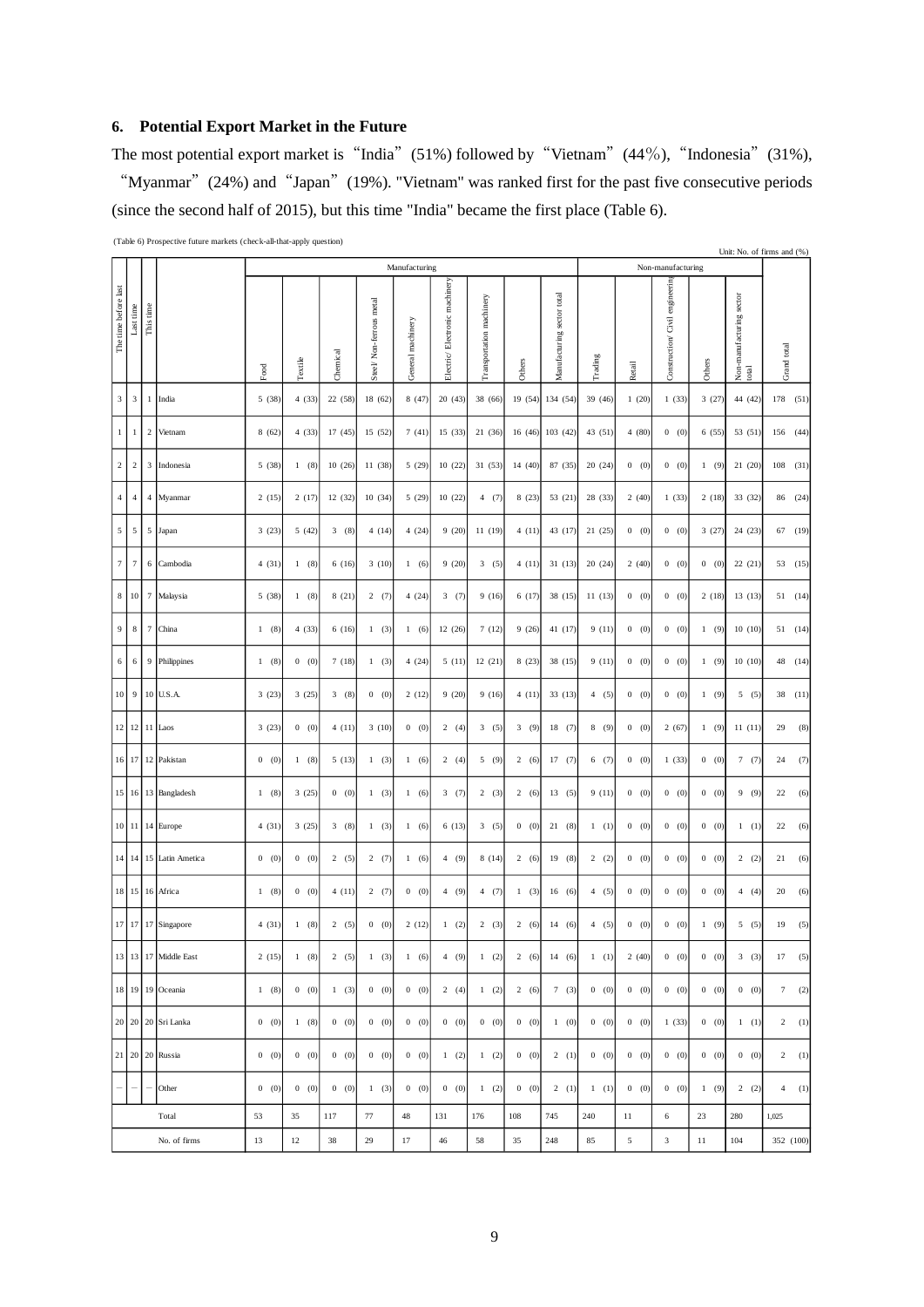## 6. Potential Export Market in the Future

The most potential export market is "India" (51%) followed by "Vietnam" (44%), "Indonesia" (31%), "Myanmar" (24%) and "Japan" (19%). "Vietnam" was ranked first for the past five consecutive periods (since the second half of 2015), but this time "India" became the first place (Table 6).

(Table 6) Prospective future markets (check-all-that-apply question)

Unit: No. of firms and (%)

| The time before last | Last time | This time | | Manufacturing | | | | | | | | | Non-manufacturing | | | | | |
|---|---|---|---|---|---|---|---|---|---|---|---|---|---|---|---|---|---|---|
| | | | | Food | Textile | Chemical | Steel/ Non-ferrous metal | General machinery | Electric/ Electronic machinery | Transportation machinery | Others | Manufacturing sector total | Trading | Retail | Construction/ Civil engineering | Others | Non-manufacturing sector total | Grand total |
| 3 | 3 | 1 | India | 5 (38) | 4 (33) | 22 (58) | 18 (62) | 8 (47) | 20 (43) | 38 (66) | 19 (54) | 134 (54) | 39 (46) | 1 (20) | 1 (33) | 3 (27) | 44 (42) | 178 (51) |
| 1 | 1 | 2 | Vietnam | 8 (62) | 4 (33) | 17 (45) | 15 (52) | 7 (41) | 15 (33) | 21 (36) | 16 (46) | 103 (42) | 43 (51) | 4 (80) | 0 (0) | 6 (55) | 53 (51) | 156 (44) |
| 2 | 2 | 3 | Indonesia | 5 (38) | 1 (8) | 10 (26) | 11 (38) | 5 (29) | 10 (22) | 31 (53) | 14 (40) | 87 (35) | 20 (24) | 0 (0) | 0 (0) | 1 (9) | 21 (20) | 108 (31) |
| 4 | 4 | 4 | Myanmar | 2 (15) | 2 (17) | 12 (32) | 10 (34) | 5 (29) | 10 (22) | 4 (7) | 8 (23) | 53 (21) | 28 (33) | 2 (40) | 1 (33) | 2 (18) | 33 (32) | 86 (24) |
| 5 | 5 | 5 | Japan | 3 (23) | 5 (42) | 3 (8) | 4 (14) | 4 (24) | 9 (20) | 11 (19) | 4 (11) | 43 (17) | 21 (25) | 0 (0) | 0 (0) | 3 (27) | 24 (23) | 67 (19) |
| 7 | 7 | 6 | Cambodia | 4 (31) | 1 (8) | 6 (16) | 3 (10) | 1 (6) | 9 (20) | 3 (5) | 4 (11) | 31 (13) | 20 (24) | 2 (40) | 0 (0) | 0 (0) | 22 (21) | 53 (15) |
| 8 | 10 | 7 | Malaysia | 5 (38) | 1 (8) | 8 (21) | 2 (7) | 4 (24) | 3 (7) | 9 (16) | 6 (17) | 38 (15) | 11 (13) | 0 (0) | 0 (0) | 2 (18) | 13 (13) | 51 (14) |
| 9 | 8 | 7 | China | 1 (8) | 4 (33) | 6 (16) | 1 (3) | 1 (6) | 12 (26) | 7 (12) | 9 (26) | 41 (17) | 9 (11) | 0 (0) | 0 (0) | 1 (9) | 10 (10) | 51 (14) |
| 6 | 6 | 9 | Philippines | 1 (8) | 0 (0) | 7 (18) | 1 (3) | 4 (24) | 5 (11) | 12 (21) | 8 (23) | 38 (15) | 9 (11) | 0 (0) | 0 (0) | 1 (9) | 10 (10) | 48 (14) |
| 10 | 9 | 10 | U.S.A. | 3 (23) | 3 (25) | 3 (8) | 0 (0) | 2 (12) | 9 (20) | 9 (16) | 4 (11) | 33 (13) | 4 (5) | 0 (0) | 0 (0) | 1 (9) | 5 (5) | 38 (11) |
| 12 | 12 | 11 | Laos | 3 (23) | 0 (0) | 4 (11) | 3 (10) | 0 (0) | 2 (4) | 3 (5) | 3 (9) | 18 (7) | 8 (9) | 0 (0) | 2 (67) | 1 (9) | 11 (11) | 29 (8) |
| 16 | 17 | 12 | Pakistan | 0 (0) | 1 (8) | 5 (13) | 1 (3) | 1 (6) | 2 (4) | 5 (9) | 2 (6) | 17 (7) | 6 (7) | 0 (0) | 1 (33) | 0 (0) | 7 (7) | 24 (7) |
| 15 | 16 | 13 | Bangladesh | 1 (8) | 3 (25) | 0 (0) | 1 (3) | 1 (6) | 3 (7) | 2 (3) | 2 (6) | 13 (5) | 9 (11) | 0 (0) | 0 (0) | 0 (0) | 9 (9) | 22 (6) |
| 10 | 11 | 14 | Europe | 4 (31) | 3 (25) | 3 (8) | 1 (3) | 1 (6) | 6 (13) | 3 (5) | 0 (0) | 21 (8) | 1 (1) | 0 (0) | 0 (0) | 0 (0) | 1 (1) | 22 (6) |
| 14 | 14 | 15 | Latin America | 0 (0) | 0 (0) | 2 (5) | 2 (7) | 1 (6) | 4 (9) | 8 (14) | 2 (6) | 19 (8) | 2 (2) | 0 (0) | 0 (0) | 0 (0) | 2 (2) | 21 (6) |
| 18 | 15 | 16 | Africa | 1 (8) | 0 (0) | 4 (11) | 2 (7) | 0 (0) | 4 (9) | 4 (7) | 1 (3) | 16 (6) | 4 (5) | 0 (0) | 0 (0) | 0 (0) | 4 (4) | 20 (6) |
| 17 | 17 | 17 | Singapore | 4 (31) | 1 (8) | 2 (5) | 0 (0) | 2 (12) | 1 (2) | 2 (3) | 2 (6) | 14 (6) | 4 (5) | 0 (0) | 0 (0) | 1 (9) | 5 (5) | 19 (5) |
| 13 | 13 | 17 | Middle East | 2 (15) | 1 (8) | 2 (5) | 1 (3) | 1 (6) | 4 (9) | 1 (2) | 2 (6) | 14 (6) | 1 (1) | 2 (40) | 0 (0) | 0 (0) | 3 (3) | 17 (5) |
| 18 | 19 | 19 | Oceania | 1 (8) | 0 (0) | 1 (3) | 0 (0) | 0 (0) | 2 (4) | 1 (2) | 2 (6) | 7 (3) | 0 (0) | 0 (0) | 0 (0) | 0 (0) | 0 (0) | 7 (2) |
| 20 | 20 | 20 | Sri Lanka | 0 (0) | 1 (8) | 0 (0) | 0 (0) | 0 (0) | 0 (0) | 0 (0) | 0 (0) | 1 (0) | 0 (0) | 0 (0) | 1 (33) | 0 (0) | 1 (1) | 2 (1) |
| 21 | 20 | 20 | Russia | 0 (0) | 0 (0) | 0 (0) | 0 (0) | 0 (0) | 1 (2) | 1 (2) | 0 (0) | 2 (1) | 0 (0) | 0 (0) | 0 (0) | 0 (0) | 0 (0) | 2 (1) |
| – | – | – | Other | 0 (0) | 0 (0) | 0 (0) | 1 (3) | 0 (0) | 0 (0) | 1 (2) | 0 (0) | 2 (1) | 1 (1) | 0 (0) | 0 (0) | 1 (9) | 2 (2) | 4 (1) |
| | | | Total | 53 | 35 | 117 | 77 | 48 | 131 | 176 | 108 | 745 | 240 | 11 | 6 | 23 | 280 | 1,025 |
| | | | No. of firms | 13 | 12 | 38 | 29 | 17 | 46 | 58 | 35 | 248 | 85 | 5 | 3 | 11 | 104 | 352 (100) |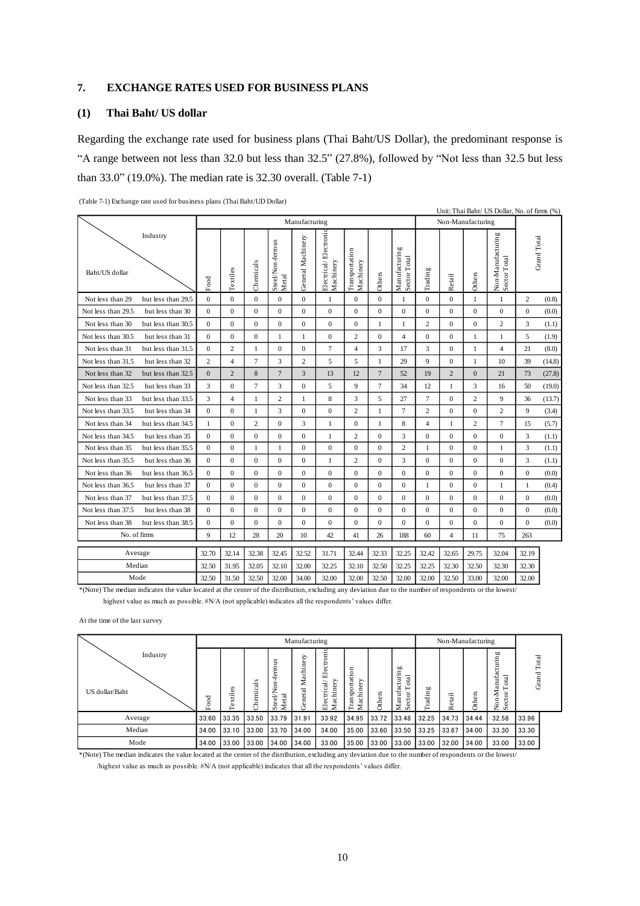## 7. EXCHANGE RATES USED FOR BUSINESS PLANS

### (1) Thai Baht/ US dollar

Regarding the exchange rate used for business plans (Thai Baht/US Dollar), the predominant response is "A range between not less than 32.0 but less than 32.5" (27.8%), followed by "Not less than 32.5 but less than 33.0" (19.0%). The median rate is 32.30 overall. (Table 7-1)

(Table 7-1) Exchange rate used for business plans (Thai Baht/UD Dollar)

Unit: Thai Baht/ US Dollar, No. of firms (%)

| Baht/US dollar | | Manufacturing | | | | | | | | | Non-Manufacturing | | | | Grand Total | |
|---|---|---|---|---|---|---|---|---|---|---|---|---|---|---|---|---|
| | | Food | Textiles | Chemicals | Steel/Non-ferrous Metal | General Machinery | Electrical/ Electronic Machinery | Transportation Machinery | Others | Manufacturing Sector Total | Trading | Retail | Others | Non-Manufacturing Sector Total | | |
| Not less than 29 | but less than 29.5 | 0 | 0 | 0 | 0 | 0 | 1 | 0 | 0 | 1 | 0 | 0 | 1 | 1 | 2 | (0.8) |
| Not less than 29.5 | but less than 30 | 0 | 0 | 0 | 0 | 0 | 0 | 0 | 0 | 0 | 0 | 0 | 0 | 0 | 0 | (0.0) |
| Not less than 30 | but less than 30.5 | 0 | 0 | 0 | 0 | 0 | 0 | 0 | 1 | 1 | 2 | 0 | 0 | 2 | 3 | (1.1) |
| Not less than 30.5 | but less than 31 | 0 | 0 | 0 | 1 | 1 | 0 | 2 | 0 | 4 | 0 | 0 | 1 | 1 | 5 | (1.9) |
| Not less than 31 | but less than 31.5 | 0 | 2 | 1 | 0 | 0 | 7 | 4 | 3 | 17 | 3 | 0 | 1 | 4 | 21 | (8.0) |
| Not less than 31.5 | but less than 32 | 2 | 4 | 7 | 3 | 2 | 5 | 5 | 1 | 29 | 9 | 0 | 1 | 10 | 39 | (14.8) |
| Not less than 32 | but less than 32.5 | 0 | 2 | 8 | 7 | 3 | 13 | 12 | 7 | 52 | 19 | 2 | 0 | 21 | 73 | (27.8) |
| Not less than 32.5 | but less than 33 | 3 | 0 | 7 | 3 | 0 | 5 | 9 | 7 | 34 | 12 | 1 | 3 | 16 | 50 | (19.0) |
| Not less than 33 | but less than 33.5 | 3 | 4 | 1 | 2 | 1 | 8 | 3 | 5 | 27 | 7 | 0 | 2 | 9 | 36 | (13.7) |
| Not less than 33.5 | but less than 34 | 0 | 0 | 1 | 3 | 0 | 0 | 2 | 1 | 7 | 2 | 0 | 0 | 2 | 9 | (3.4) |
| Not less than 34 | but less than 34.5 | 1 | 0 | 2 | 0 | 3 | 1 | 0 | 1 | 8 | 4 | 1 | 2 | 7 | 15 | (5.7) |
| Not less than 34.5 | but less than 35 | 0 | 0 | 0 | 0 | 0 | 1 | 2 | 0 | 3 | 0 | 0 | 0 | 0 | 3 | (1.1) |
| Not less than 35 | but less than 35.5 | 0 | 0 | 1 | 1 | 0 | 0 | 0 | 0 | 2 | 1 | 0 | 0 | 1 | 3 | (1.1) |
| Not less than 35.5 | but less than 36 | 0 | 0 | 0 | 0 | 0 | 1 | 2 | 0 | 3 | 0 | 0 | 0 | 0 | 3 | (1.1) |
| Not less than 36 | but less than 36.5 | 0 | 0 | 0 | 0 | 0 | 0 | 0 | 0 | 0 | 0 | 0 | 0 | 0 | 0 | (0.0) |
| Not less than 36.5 | but less than 37 | 0 | 0 | 0 | 0 | 0 | 0 | 0 | 0 | 0 | 1 | 0 | 0 | 1 | 1 | (0.4) |
| Not less than 37 | but less than 37.5 | 0 | 0 | 0 | 0 | 0 | 0 | 0 | 0 | 0 | 0 | 0 | 0 | 0 | 0 | (0.0) |
| Not less than 37.5 | but less than 38 | 0 | 0 | 0 | 0 | 0 | 0 | 0 | 0 | 0 | 0 | 0 | 0 | 0 | 0 | (0.0) |
| Not less than 38 | but less than 38.5 | 0 | 0 | 0 | 0 | 0 | 0 | 0 | 0 | 0 | 0 | 0 | 0 | 0 | 0 | (0.0) |
| No. of firms | | 9 | 12 | 28 | 20 | 10 | 42 | 41 | 26 | 188 | 60 | 4 | 11 | 75 | 263 | |
| Average | | 32.70 | 32.14 | 32.38 | 32.45 | 32.52 | 31.71 | 32.44 | 32.33 | 32.25 | 32.42 | 32.65 | 29.75 | 32.04 | 32.19 | |
| Median | | 32.50 | 31.95 | 32.05 | 32.10 | 32.00 | 32.25 | 32.10 | 32.50 | 32.25 | 32.25 | 32.30 | 32.50 | 32.30 | 32.30 | |
| Mode | | 32.50 | 31.50 | 32.50 | 32.00 | 34.00 | 32.00 | 32.00 | 32.50 | 32.00 | 32.00 | 32.50 | 33.00 | 32.00 | 32.00 | |

*(Note) The median indicates the value located at the center of the distribution, excluding any deviation due to the number of respondents or the lowest/ highest value as much as possible. #N/A (not applicable) indicates all the respondents' values differ.

At the time of the last survey

| US dollar/Baht | Manufacturing | | | | | | | | | Non-Manufacturing | | | | Grand Total |
|---|---|---|---|---|---|---|---|---|---|---|---|---|---|---|
| | Food | Textiles | Chemicals | Steel/Non-ferrous Metal | General Machinery | Electrical/ Electronic Machinery | Transportation Machinery | Others | Manufacturing Sector Total | Trading | Retail | Others | Non-Manufacturing Sector Total | |
| Average | 33.60 | 33.35 | 33.50 | 33.79 | 31.91 | 33.92 | 34.95 | 33.72 | 33.48 | 32.25 | 34.73 | 34.44 | 32.58 | 33.96 |
| Median | 34.00 | 33.10 | 33.00 | 33.70 | 34.00 | 34.00 | 35.00 | 33.60 | 33.50 | 33.25 | 33.67 | 34.00 | 33.30 | 33.30 |
| Mode | 34.00 | 33.00 | 33.00 | 34.00 | 34.00 | 33.00 | 35.00 | 33.00 | 33.00 | 33.00 | 32.00 | 34.00 | 33.00 | 33.00 |

*(Note) The median indicates the value located at the center of the distribution, excluding any deviation due to the number of respondents or the lowest/ /highest value as much as possible. #N/A (not applicable) indicates that all the respondents' values differ.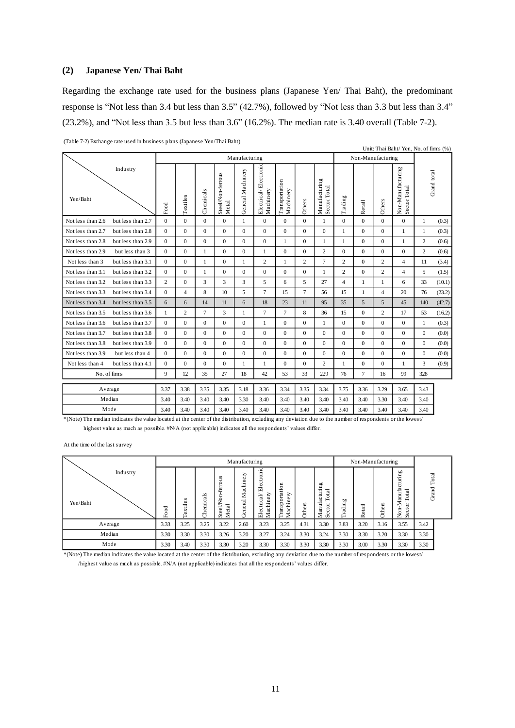## (2) Japanese Yen/ Thai Baht

Regarding the exchange rate used for the business plans (Japanese Yen/ Thai Baht), the predominant response is "Not less than 3.4 but less than 3.5" (42.7%), followed by "Not less than 3.3 but less than 3.4" (23.2%), and "Not less than 3.5 but less than 3.6" (16.2%). The median rate is 3.40 overall (Table 7-2).

(Table 7-2) Exchange rate used in business plans (Japanese Yen/Thai Baht)

Unit: Thai Baht/ Yen, No. of firms (%)

| Yen/Baht \ Industry | | Manufacturing | | | | | | | | | Non-Manufacturing | | | | Grand total | |
|---|---|---|---|---|---|---|---|---|---|---|---|---|---|---|---|---|
| | | Food | Textiles | Chemicals | Steel/Non-ferrous Metal | General Machinery | Electrical/ Electronic Machinery | Transportation Machinery | Others | Manufacturing Sector Total | Trading | Retail | Others | Non-Manufacturing Sector Total | | |
| Not less than 2.6 | but less than 2.7 | 0 | 0 | 0 | 0 | 1 | 0 | 0 | 0 | 1 | 0 | 0 | 0 | 0 | 1 | (0.3) |
| Not less than 2.7 | but less than 2.8 | 0 | 0 | 0 | 0 | 0 | 0 | 0 | 0 | 0 | 1 | 0 | 0 | 1 | 1 | (0.3) |
| Not less than 2.8 | but less than 2.9 | 0 | 0 | 0 | 0 | 0 | 0 | 1 | 0 | 1 | 1 | 0 | 0 | 1 | 2 | (0.6) |
| Not less than 2.9 | but less than 3 | 0 | 0 | 1 | 0 | 0 | 1 | 0 | 0 | 2 | 0 | 0 | 0 | 0 | 2 | (0.6) |
| Not less than 3 | but less than 3.1 | 0 | 0 | 1 | 0 | 1 | 2 | 1 | 2 | 7 | 2 | 0 | 2 | 4 | 11 | (3.4) |
| Not less than 3.1 | but less than 3.2 | 0 | 0 | 1 | 0 | 0 | 0 | 0 | 0 | 1 | 2 | 0 | 2 | 4 | 5 | (1.5) |
| Not less than 3.2 | but less than 3.3 | 2 | 0 | 3 | 3 | 3 | 5 | 6 | 5 | 27 | 4 | 1 | 1 | 6 | 33 | (10.1) |
| Not less than 3.3 | but less than 3.4 | 0 | 4 | 8 | 10 | 5 | 7 | 15 | 7 | 56 | 15 | 1 | 4 | 20 | 76 | (23.2) |
| Not less than 3.4 | but less than 3.5 | 6 | 6 | 14 | 11 | 6 | 18 | 23 | 11 | 95 | 35 | 5 | 5 | 45 | 140 | (42.7) |
| Not less than 3.5 | but less than 3.6 | 1 | 2 | 7 | 3 | 1 | 7 | 7 | 8 | 36 | 15 | 0 | 2 | 17 | 53 | (16.2) |
| Not less than 3.6 | but less than 3.7 | 0 | 0 | 0 | 0 | 0 | 1 | 0 | 0 | 1 | 0 | 0 | 0 | 0 | 1 | (0.3) |
| Not less than 3.7 | but less than 3.8 | 0 | 0 | 0 | 0 | 0 | 0 | 0 | 0 | 0 | 0 | 0 | 0 | 0 | 0 | (0.0) |
| Not less than 3.8 | but less than 3.9 | 0 | 0 | 0 | 0 | 0 | 0 | 0 | 0 | 0 | 0 | 0 | 0 | 0 | 0 | (0.0) |
| Not less than 3.9 | but less than 4 | 0 | 0 | 0 | 0 | 0 | 0 | 0 | 0 | 0 | 0 | 0 | 0 | 0 | 0 | (0.0) |
| Not less than 4 | but less than 4.1 | 0 | 0 | 0 | 0 | 1 | 1 | 0 | 0 | 2 | 1 | 0 | 0 | 1 | 3 | (0.9) |
| No. of firms | | 9 | 12 | 35 | 27 | 18 | 42 | 53 | 33 | 229 | 76 | 7 | 16 | 99 | 328 | |
| Average | | 3.37 | 3.38 | 3.35 | 3.35 | 3.18 | 3.36 | 3.34 | 3.35 | 3.34 | 3.75 | 3.36 | 3.29 | 3.65 | 3.43 | |
| Median | | 3.40 | 3.40 | 3.40 | 3.40 | 3.30 | 3.40 | 3.40 | 3.40 | 3.40 | 3.40 | 3.40 | 3.30 | 3.40 | 3.40 | |
| Mode | | 3.40 | 3.40 | 3.40 | 3.40 | 3.40 | 3.40 | 3.40 | 3.40 | 3.40 | 3.40 | 3.40 | 3.40 | 3.40 | 3.40 | |

*(Note) The median indicates the value located at the center of the distribution, excluding any deviation due to the number of respondents or the lowest/ highest value as much as possible. #N/A (not applicable) indicates all the respondents' values differ.

At the time of the last survey

| Yen/Baht \ Industry | Manufacturing | | | | | | | | | Non-Manufacturing | | | | Grand Total |
|---|---|---|---|---|---|---|---|---|---|---|---|---|---|---|
| | Food | Textiles | Chemicals | Steel/Non-ferrous Metal | General Machinery | Electrical/ Electronic Machinery | Transportation Machinery | Others | Manufacturing Sector Total | Trading | Retail | Others | Non-Manufacturing Sector Total | |
| Average | 3.33 | 3.25 | 3.25 | 3.22 | 2.60 | 3.23 | 3.25 | 4.31 | 3.30 | 3.83 | 3.20 | 3.16 | 3.55 | 3.42 |
| Median | 3.30 | 3.30 | 3.30 | 3.26 | 3.20 | 3.27 | 3.24 | 3.30 | 3.24 | 3.30 | 3.30 | 3.20 | 3.30 | 3.30 |
| Mode | 3.30 | 3.40 | 3.30 | 3.30 | 3.20 | 3.30 | 3.30 | 3.30 | 3.30 | 3.30 | 3.00 | 3.30 | 3.30 | 3.30 |

*(Note) The median indicates the value located at the center of the distribution, excluding any deviation due to the number of respondents or the lowest/ /highest value as much as possible. #N/A (not applicable) indicates that all the respondents' values differ.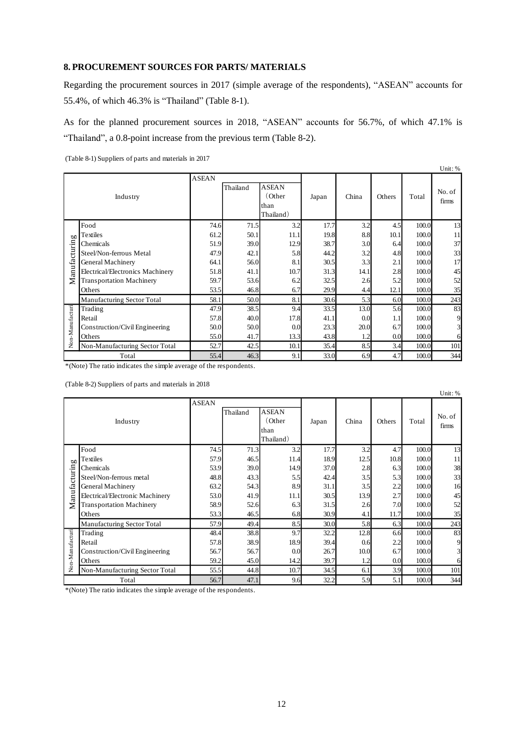## 8. PROCUREMENT SOURCES FOR PARTS/ MATERIALS

Regarding the procurement sources in 2017 (simple average of the respondents), "ASEAN" accounts for 55.4%, of which 46.3% is "Thailand" (Table 8-1).

As for the planned procurement sources in 2018, "ASEAN" accounts for 56.7%, of which 47.1% is "Thailand", a 0.8-point increase from the previous term (Table 8-2).

(Table 8-1) Suppliers of parts and materials in 2017

Unit: %

| | Industry | ASEAN | Thailand | ASEAN (Other than Thailand) | Japan | China | Others | Total | No. of firms |
|---|---|---|---|---|---|---|---|---|---|
| Manufacturing | Food | 74.6 | 71.5 | 3.2 | 17.7 | 3.2 | 4.5 | 100.0 | 13 |
| | Textiles | 61.2 | 50.1 | 11.1 | 19.8 | 8.8 | 10.1 | 100.0 | 11 |
| | Chemicals | 51.9 | 39.0 | 12.9 | 38.7 | 3.0 | 6.4 | 100.0 | 37 |
| | Steel/Non-ferrous Metal | 47.9 | 42.1 | 5.8 | 44.2 | 3.2 | 4.8 | 100.0 | 33 |
| | General Machinery | 64.1 | 56.0 | 8.1 | 30.5 | 3.3 | 2.1 | 100.0 | 17 |
| | Electrical/Electronics Machinery | 51.8 | 41.1 | 10.7 | 31.3 | 14.1 | 2.8 | 100.0 | 45 |
| | Transportation Machinery | 59.7 | 53.6 | 6.2 | 32.5 | 2.6 | 5.2 | 100.0 | 52 |
| | Others | 53.5 | 46.8 | 6.7 | 29.9 | 4.4 | 12.1 | 100.0 | 35 |
| | Manufacturing Sector Total | 58.1 | 50.0 | 8.1 | 30.6 | 5.3 | 6.0 | 100.0 | 243 |
| Non-Manufacturing | Trading | 47.9 | 38.5 | 9.4 | 33.5 | 13.0 | 5.6 | 100.0 | 83 |
| | Retail | 57.8 | 40.0 | 17.8 | 41.1 | 0.0 | 1.1 | 100.0 | 9 |
| | Construction/Civil Engineering | 50.0 | 50.0 | 0.0 | 23.3 | 20.0 | 6.7 | 100.0 | 3 |
| | Others | 55.0 | 41.7 | 13.3 | 43.8 | 1.2 | 0.0 | 100.0 | 6 |
| | Non-Manufacturing Sector Total | 52.7 | 42.5 | 10.1 | 35.4 | 8.5 | 3.4 | 100.0 | 101 |
| Total | | 55.4 | 46.3 | 9.1 | 33.0 | 6.9 | 4.7 | 100.0 | 344 |

*(Note) The ratio indicates the simple average of the respondents.

(Table 8-2) Suppliers of parts and materials in 2018

Unit: %

| | Industry | ASEAN | Thailand | ASEAN (Other than Thailand) | Japan | China | Others | Total | No. of firms |
|---|---|---|---|---|---|---|---|---|---|
| Manufacturing | Food | 74.5 | 71.3 | 3.2 | 17.7 | 3.2 | 4.7 | 100.0 | 13 |
| | Textiles | 57.9 | 46.5 | 11.4 | 18.9 | 12.5 | 10.8 | 100.0 | 11 |
| | Chemicals | 53.9 | 39.0 | 14.9 | 37.0 | 2.8 | 6.3 | 100.0 | 38 |
| | Steel/Non-ferrous metal | 48.8 | 43.3 | 5.5 | 42.4 | 3.5 | 5.3 | 100.0 | 33 |
| | General Machinery | 63.2 | 54.3 | 8.9 | 31.1 | 3.5 | 2.2 | 100.0 | 16 |
| | Electrical/Electronic Machinery | 53.0 | 41.9 | 11.1 | 30.5 | 13.9 | 2.7 | 100.0 | 45 |
| | Transportation Machinery | 58.9 | 52.6 | 6.3 | 31.5 | 2.6 | 7.0 | 100.0 | 52 |
| | Others | 53.3 | 46.5 | 6.8 | 30.9 | 4.1 | 11.7 | 100.0 | 35 |
| | Manufacturing Sector Total | 57.9 | 49.4 | 8.5 | 30.0 | 5.8 | 6.3 | 100.0 | 243 |
| Non-Manufacturing | Trading | 48.4 | 38.8 | 9.7 | 32.2 | 12.8 | 6.6 | 100.0 | 83 |
| | Retail | 57.8 | 38.9 | 18.9 | 39.4 | 0.6 | 2.2 | 100.0 | 9 |
| | Construction/Civil Engineering | 56.7 | 56.7 | 0.0 | 26.7 | 10.0 | 6.7 | 100.0 | 3 |
| | Others | 59.2 | 45.0 | 14.2 | 39.7 | 1.2 | 0.0 | 100.0 | 6 |
| | Non-Manufacturing Sector Total | 55.5 | 44.8 | 10.7 | 34.5 | 6.1 | 3.9 | 100.0 | 101 |
| Total | | 56.7 | 47.1 | 9.6 | 32.2 | 5.9 | 5.1 | 100.0 | 344 |

*(Note) The ratio indicates the simple average of the respondents.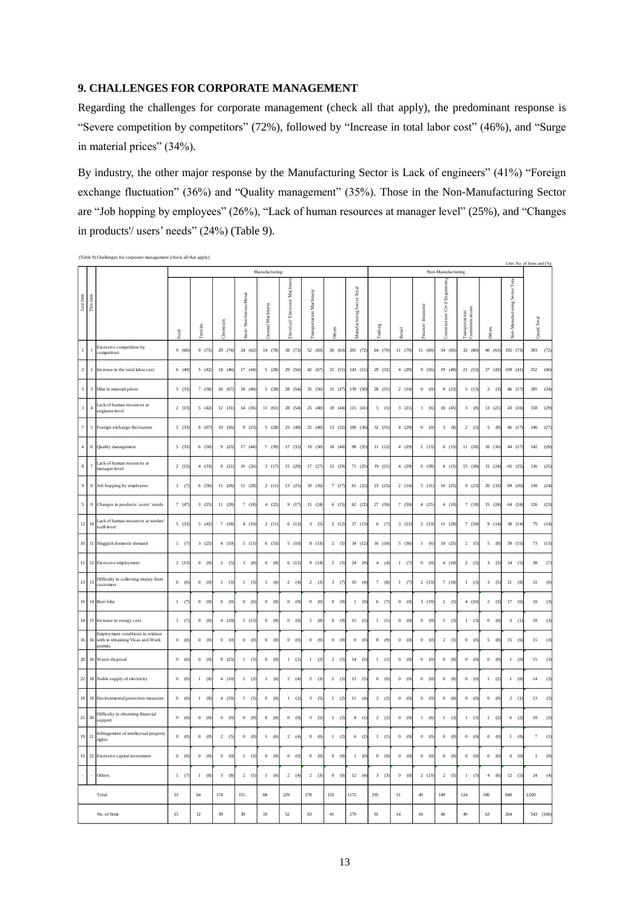## 9. CHALLENGES FOR CORPORATE MANAGEMENT

Regarding the challenges for corporate management (check all that apply), the predominant response is "Severe competition by competitors" (72%), followed by "Increase in total labor cost" (46%), and "Surge in material prices" (34%).

By industry, the other major response by the Manufacturing Sector is Lack of engineers" (41%) "Foreign exchange fluctuation" (36%) and "Quality management" (35%). Those in the Non-Manufacturing Sector are "Job hopping by employees" (26%), "Lack of human resources at manager level" (25%), and "Changes in products'/ users' needs" (24%) (Table 9).

(Table 9) Challenges for corporate management (check all that apply)

Unit: No. of firms and (%)

| Last time | This time | | Manufacturing | | | | | | | | | Non-Manufacturing | | | | | | | |
|---|---|---|---|---|---|---|---|---|---|---|---|---|---|---|---|---|---|---|---|
| | | | Food | Textiles | Chemicals | Steel/ Non-ferrous Metal | General Machinery | Electrical/ Electronic Machinery | Transportation Machinery | Others | Manufacturing Sector Total | Trading | Retail | Finance/ Insurance | Construction/ Civil Engineering | Transportation/ Communications | Others | Non-Manufacturing Sector Total | Grand Total |
| 1 | 1 | Excessive competition by competitors | 9 (60) | 9 (75) | 29 (74) | 24 (62) | 14 (78) | 38 (73) | 52 (83) | 26 (63) | 201 (72) | 64 (70) | 11 (79) | 11 (69) | 34 (85) | 32 (80) | 40 (63) | 192 (73) | 393 (72) |
| 2 | 2 | Increase in the total labor cost | 6 (40) | 5 (42) | 18 (46) | 17 (44) | 5 (28) | 29 (56) | 42 (67) | 21 (51) | 143 (51) | 29 (32) | 4 (29) | 9 (56) | 19 (48) | 21 (53) | 27 (43) | 109 (41) | 252 (46) |
| 5 | 3 | Hike in material prices | 5 (33) | 7 (58) | 26 (67) | 18 (46) | 5 (28) | 28 (54) | 35 (56) | 15 (37) | 139 (50) | 28 (31) | 2 (14) | 0 (0) | 9 (23) | 5 (13) | 2 (3) | 46 (17) | 185 (34) |
| 3 | 4 | Lack of human resources at engineer-level | 2 (13) | 5 (42) | 12 (31) | 14 (36) | 11 (61) | 28 (54) | 25 (40) | 18 (44) | 115 (41) | 5 (5) | 3 (21) | 1 (6) | 18 (45) | 3 (8) | 13 (21) | 43 (16) | 158 (29) |
| 7 | 5 | Foreign exchange fluctuation | 5 (33) | 8 (67) | 10 (26) | 9 (23) | 5 (28) | 25 (48) | 25 (40) | 13 (32) | 100 (36) | 32 (35) | 4 (29) | 0 (0) | 3 (8) | 2 (5) | 5 (8) | 46 (17) | 146 (27) |
| 4 | 6 | Quality management | 5 (33) | 6 (50) | 9 (23) | 17 (44) | 7 (39) | 17 (33) | 19 (30) | 18 (44) | 98 (35) | 11 (12) | 4 (29) | 2 (13) | 6 (15) | 11 (28) | 10 (16) | 44 (17) | 142 (26) |
| 8 | 7 | Lack of human resources at manager-level | 2 (13) | 4 (33) | 8 (21) | 10 (26) | 3 (17) | 15 (29) | 17 (27) | 12 (29) | 71 (25) | 19 (21) | 4 (29) | 6 (38) | 6 (15) | 15 (38) | 15 (24) | 65 (25) | 136 (25) |
| 9 | 8 | Job hopping by employees | 1 (7) | 6 (50) | 11 (28) | 11 (28) | 2 (11) | 13 (25) | 10 (16) | 7 (17) | 61 (22) | 23 (25) | 2 (14) | 5 (31) | 10 (25) | 9 (23) | 20 (32) | 69 (26) | 130 (24) |
| 5 | 9 | Changes in products/ users' needs | 7 (47) | 3 (25) | 11 (28) | 7 (18) | 4 (22) | 9 (17) | 15 (24) | 6 (15) | 62 (22) | 27 (30) | 7 (50) | 4 (25) | 4 (10) | 7 (18) | 15 (24) | 64 (24) | 126 (23) |
| 12 | 10 | Lack of human resources at worker/ staff-level | 5 (33) | 5 (42) | 7 (18) | 4 (10) | 2 (11) | 6 (12) | 3 (5) | 5 (12) | 37 (13) | 6 (7) | 3 (21) | 2 (13) | 11 (28) | 7 (18) | 9 (14) | 38 (14) | 75 (14) |
| 10 | 11 | Sluggish domestic demand | 1 (7) | 3 (25) | 4 (10) | 5 (13) | 6 (33) | 5 (10) | 8 (13) | 2 (5) | 34 (12) | 16 (18) | 5 (36) | 1 (6) | 10 (25) | 2 (5) | 5 (8) | 39 (15) | 73 (13) |
| 11 | 12 | Excessive employment | 2 (13) | 0 (0) | 2 (5) | 3 (8) | 0 (0) | 6 (12) | 9 (14) | 2 (5) | 24 (9) | 4 (4) | 1 (7) | 0 (0) | 4 (10) | 2 (5) | 3 (5) | 14 (5) | 38 (7) |
| 13 | 13 | Difficulty in collecting money from customers | 0 (0) | 0 (0) | 1 (3) | 1 (3) | 1 (6) | 2 (4) | 2 (3) | 3 (7) | 10 (4) | 7 (8) | 1 (7) | 2 (13) | 7 (18) | 1 (3) | 3 (5) | 21 (8) | 31 (6) |
| 16 | 14 | Rent hike | 1 (7) | 0 (0) | 0 (0) | 0 (0) | 0 (0) | 0 (0) | 0 (0) | 0 (0) | 1 (0) | 6 (7) | 0 (0) | 3 (19) | 2 (5) | 4 (10) | 2 (3) | 17 (6) | 18 (3) |
| 14 | 15 | Increase in energy cost | 1 (7) | 0 (0) | 4 (10) | 5 (13) | 0 (0) | 0 (0) | 5 (8) | 0 (0) | 15 (5) | 1 (1) | 0 (0) | 0 (0) | 1 (3) | 1 (3) | 0 (0) | 3 (1) | 18 (3) |
| 16 | 16 | Employment conditions in relation with in obtaining Visas and Work permits | 0 (0) | 0 (0) | 0 (0) | 0 (0) | 0 (0) | 0 (0) | 0 (0) | 0 (0) | 0 (0) | 8 (9) | 0 (0) | 0 (0) | 2 (5) | 0 (0) | 5 (8) | 15 (6) | 15 (3) |
| 20 | 16 | Waste disposal | 0 (0) | 0 (0) | 9 (23) | 1 (3) | 0 (0) | 1 (2) | 1 (2) | 2 (5) | 14 (5) | 1 (1) | 0 (0) | 0 (0) | 0 (0) | 0 (0) | 0 (0) | 1 (0) | 15 (3) |
| 22 | 18 | Stable supply of electricity | 0 (0) | 1 (8) | 4 (10) | 1 (3) | 1 (6) | 2 (4) | 2 (3) | 2 (5) | 13 (5) | 0 (0) | 0 (0) | 0 (0) | 0 (0) | 0 (0) | 1 (2) | 1 (0) | 14 (3) |
| 18 | 19 | Environmental protection measures | 0 (0) | 1 (8) | 4 (10) | 1 (3) | 0 (0) | 1 (2) | 3 (5) | 1 (2) | 11 (4) | 2 (2) | 0 (0) | 0 (0) | 0 (0) | 0 (0) | 0 (0) | 2 (1) | 13 (2) |
| 21 | 20 | Difficulty in obtaining financial support | 0 (0) | 0 (0) | 0 (0) | 0 (0) | 0 (0) | 0 (0) | 3 (5) | 1 (2) | 4 (1) | 2 (2) | 0 (0) | 1 (6) | 1 (3) | 1 (3) | 1 (2) | 6 (2) | 10 (2) |
| 19 | 21 | Infringement of intellectual property rights | 0 (0) | 0 (0) | 2 (5) | 0 (0) | 1 (6) | 2 (4) | 0 (0) | 1 (2) | 6 (2) | 1 (1) | 0 (0) | 0 (0) | 0 (0) | 0 (0) | 0 (0) | 1 (0) | 7 (1) |
| 15 | 22 | Excessive capital investment | 0 (0) | 0 (0) | 0 (0) | 1 (3) | 0 (0) | 0 (0) | 0 (0) | 0 (0) | 1 (0) | 0 (0) | 0 (0) | 0 (0) | 0 (0) | 0 (0) | 0 (0) | 0 (0) | 1 (0) |
| - | - | Others | 1 (7) | 1 (8) | 3 (8) | 2 (5) | 1 (6) | 2 (4) | 2 (3) | 0 (0) | 12 (4) | 3 (3) | 0 (0) | 2 (13) | 2 (5) | 1 (3) | 4 (6) | 12 (5) | 24 (4) |
| | | Total | 53 | 64 | 174 | 151 | 68 | 229 | 278 | 155 | 1172 | 295 | 51 | 49 | 149 | 124 | 180 | 848 | 2,020 |
| | | No. of firms | 15 | 12 | 39 | 39 | 18 | 52 | 63 | 41 | 279 | 91 | 14 | 16 | 40 | 40 | 63 | 264 | 543 (100) |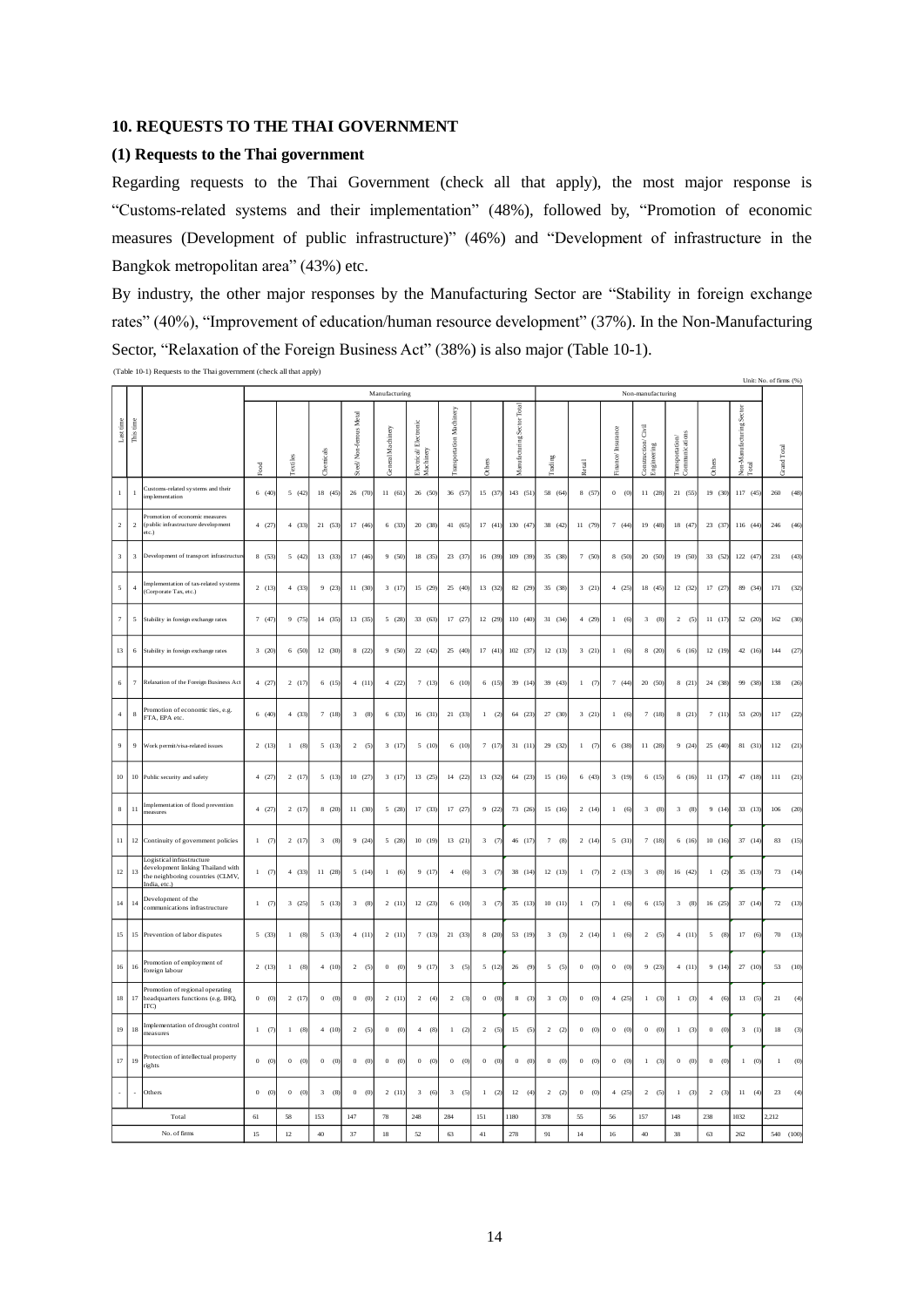## 10. REQUESTS TO THE THAI GOVERNMENT

### (1) Requests to the Thai government

Regarding requests to the Thai Government (check all that apply), the most major response is "Customs-related systems and their implementation" (48%), followed by, "Promotion of economic measures (Development of public infrastructure)" (46%) and "Development of infrastructure in the Bangkok metropolitan area" (43%) etc.

By industry, the other major responses by the Manufacturing Sector are "Stability in foreign exchange rates" (40%), "Improvement of education/human resource development" (37%). In the Non-Manufacturing Sector, "Relaxation of the Foreign Business Act" (38%) is also major (Table 10-1).

(Table 10-1) Requests to the Thai government (check all that apply)

Unit: No. of firms (%)

| Last time | This time | | Manufacturing | | | | | | | | | Non-manufacturing | | | | | | | |
|---|---|---|---|---|---|---|---|---|---|---|---|---|---|---|---|---|---|---|---|
| | | | Food | Textiles | Chemicals | Steel/ Non-ferrous Metal | General Machinery | Electrical/ Electronic Machinery | Transportation Machinery | Others | Manufacturing Sector Total | Trading | Retail | Finance/ Insurance | Construction/ Civil Engineering | Transportation/ Communications | Others | Non-Manufacturing Sector Total | Grand Total |
| 1 | 1 | Customs-related systems and their implementation | 6 (40) | 5 (42) | 18 (45) | 26 (70) | 11 (61) | 26 (50) | 36 (57) | 15 (37) | 143 (51) | 58 (64) | 8 (57) | 0 (0) | 11 (28) | 21 (55) | 19 (30) | 117 (45) | 260 (48) |
| 2 | 2 | Promotion of economic measures (public infrastructure development etc.) | 4 (27) | 4 (33) | 21 (53) | 17 (46) | 6 (33) | 20 (38) | 41 (65) | 17 (41) | 130 (47) | 38 (42) | 11 (79) | 7 (44) | 19 (48) | 18 (47) | 23 (37) | 116 (44) | 246 (46) |
| 3 | 3 | Development of transport infrastructure | 8 (53) | 5 (42) | 13 (33) | 17 (46) | 9 (50) | 18 (35) | 23 (37) | 16 (39) | 109 (39) | 35 (38) | 7 (50) | 8 (50) | 20 (50) | 19 (50) | 33 (52) | 122 (47) | 231 (43) |
| 5 | 4 | Implementation of tax-related systems (Corporate Tax, etc.) | 2 (13) | 4 (33) | 9 (23) | 11 (30) | 3 (17) | 15 (29) | 25 (40) | 13 (32) | 82 (29) | 35 (38) | 3 (21) | 4 (25) | 18 (45) | 12 (32) | 17 (27) | 89 (34) | 171 (32) |
| 7 | 5 | Stability in foreign exchange rates | 7 (47) | 9 (75) | 14 (35) | 13 (35) | 5 (28) | 33 (63) | 17 (27) | 12 (29) | 110 (40) | 31 (34) | 4 (29) | 1 (6) | 3 (8) | 2 (5) | 11 (17) | 52 (20) | 162 (30) |
| 13 | 6 | Stability in foreign exchange rates | 3 (20) | 6 (50) | 12 (30) | 8 (22) | 9 (50) | 22 (42) | 25 (40) | 17 (41) | 102 (37) | 12 (13) | 3 (21) | 1 (6) | 8 (20) | 6 (16) | 12 (19) | 42 (16) | 144 (27) |
| 6 | 7 | Relaxation of the Foreign Business Act | 4 (27) | 2 (17) | 6 (15) | 4 (11) | 4 (22) | 7 (13) | 6 (10) | 6 (15) | 39 (14) | 39 (43) | 1 (7) | 7 (44) | 20 (50) | 8 (21) | 24 (38) | 99 (38) | 138 (26) |
| 4 | 8 | Promotion of economic ties, e.g. FTA, EPA etc. | 6 (40) | 4 (33) | 7 (18) | 3 (8) | 6 (33) | 16 (31) | 21 (33) | 1 (2) | 64 (23) | 27 (30) | 3 (21) | 1 (6) | 7 (18) | 8 (21) | 7 (11) | 53 (20) | 117 (22) |
| 9 | 9 | Work permit/visa-related issues | 2 (13) | 1 (8) | 5 (13) | 2 (5) | 3 (17) | 5 (10) | 6 (10) | 7 (17) | 31 (11) | 29 (32) | 1 (7) | 6 (38) | 11 (28) | 9 (24) | 25 (40) | 81 (31) | 112 (21) |
| 10 | 10 | Public security and safety | 4 (27) | 2 (17) | 5 (13) | 10 (27) | 3 (17) | 13 (25) | 14 (22) | 13 (32) | 64 (23) | 15 (16) | 6 (43) | 3 (19) | 6 (15) | 6 (16) | 11 (17) | 47 (18) | 111 (21) |
| 8 | 11 | Implementation of flood prevention measures | 4 (27) | 2 (17) | 8 (20) | 11 (30) | 5 (28) | 17 (33) | 17 (27) | 9 (22) | 73 (26) | 15 (16) | 2 (14) | 1 (6) | 3 (8) | 3 (8) | 9 (14) | 33 (13) | 106 (20) |
| 11 | 12 | Continuity of government policies | 1 (7) | 2 (17) | 3 (8) | 9 (24) | 5 (28) | 10 (19) | 13 (21) | 3 (7) | 46 (17) | 7 (8) | 2 (14) | 5 (31) | 7 (18) | 6 (16) | 10 (16) | 37 (14) | 83 (15) |
| 12 | 13 | Logistical infrastructure development linking Thailand with the neighboring countries (CLMV, India, etc.) | 1 (7) | 4 (33) | 11 (28) | 5 (14) | 1 (6) | 9 (17) | 4 (6) | 3 (7) | 38 (14) | 12 (13) | 1 (7) | 2 (13) | 3 (8) | 16 (42) | 1 (2) | 35 (13) | 73 (14) |
| 14 | 14 | Development of the communications infrastructure | 1 (7) | 3 (25) | 5 (13) | 3 (8) | 2 (11) | 12 (23) | 6 (10) | 3 (7) | 35 (13) | 10 (11) | 1 (7) | 1 (6) | 6 (15) | 3 (8) | 16 (25) | 37 (14) | 72 (13) |
| 15 | 15 | Prevention of labor disputes | 5 (33) | 1 (8) | 5 (13) | 4 (11) | 2 (11) | 7 (13) | 21 (33) | 8 (20) | 53 (19) | 3 (3) | 2 (14) | 1 (6) | 2 (5) | 4 (11) | 5 (8) | 17 (6) | 70 (13) |
| 16 | 16 | Promotion of employment of foreign labour | 2 (13) | 1 (8) | 4 (10) | 2 (5) | 0 (0) | 9 (17) | 3 (5) | 5 (12) | 26 (9) | 5 (5) | 0 (0) | 0 (0) | 9 (23) | 4 (11) | 9 (14) | 27 (10) | 53 (10) |
| 18 | 17 | Promotion of regional operating headquarters functions (e.g. IHQ, ITC) | 0 (0) | 2 (17) | 0 (0) | 0 (0) | 2 (11) | 2 (4) | 2 (3) | 0 (0) | 8 (3) | 3 (3) | 0 (0) | 4 (25) | 1 (3) | 1 (3) | 4 (6) | 13 (5) | 21 (4) |
| 19 | 18 | Implementation of drought control measures | 1 (7) | 1 (8) | 4 (10) | 2 (5) | 0 (0) | 4 (8) | 1 (2) | 2 (5) | 15 (5) | 2 (2) | 0 (0) | 0 (0) | 0 (0) | 1 (3) | 0 (0) | 3 (1) | 18 (3) |
| 17 | 19 | Protection of intellectual property rights | 0 (0) | 0 (0) | 0 (0) | 0 (0) | 0 (0) | 0 (0) | 0 (0) | 0 (0) | 0 (0) | 0 (0) | 0 (0) | 0 (0) | 1 (3) | 0 (0) | 0 (0) | 1 (0) | 1 (0) |
| - | - | Others | 0 (0) | 0 (0) | 3 (8) | 0 (0) | 2 (11) | 3 (6) | 3 (5) | 1 (2) | 12 (4) | 2 (2) | 0 (0) | 4 (25) | 2 (5) | 1 (3) | 2 (3) | 11 (4) | 23 (4) |
| Total | | | 61 | 58 | 153 | 147 | 78 | 248 | 284 | 151 | 1180 | 378 | 55 | 56 | 157 | 148 | 238 | 1032 | 2,212 |
| No. of firms | | | 15 | 12 | 40 | 37 | 18 | 52 | 63 | 41 | 278 | 91 | 14 | 16 | 40 | 38 | 63 | 262 | 540 (100) |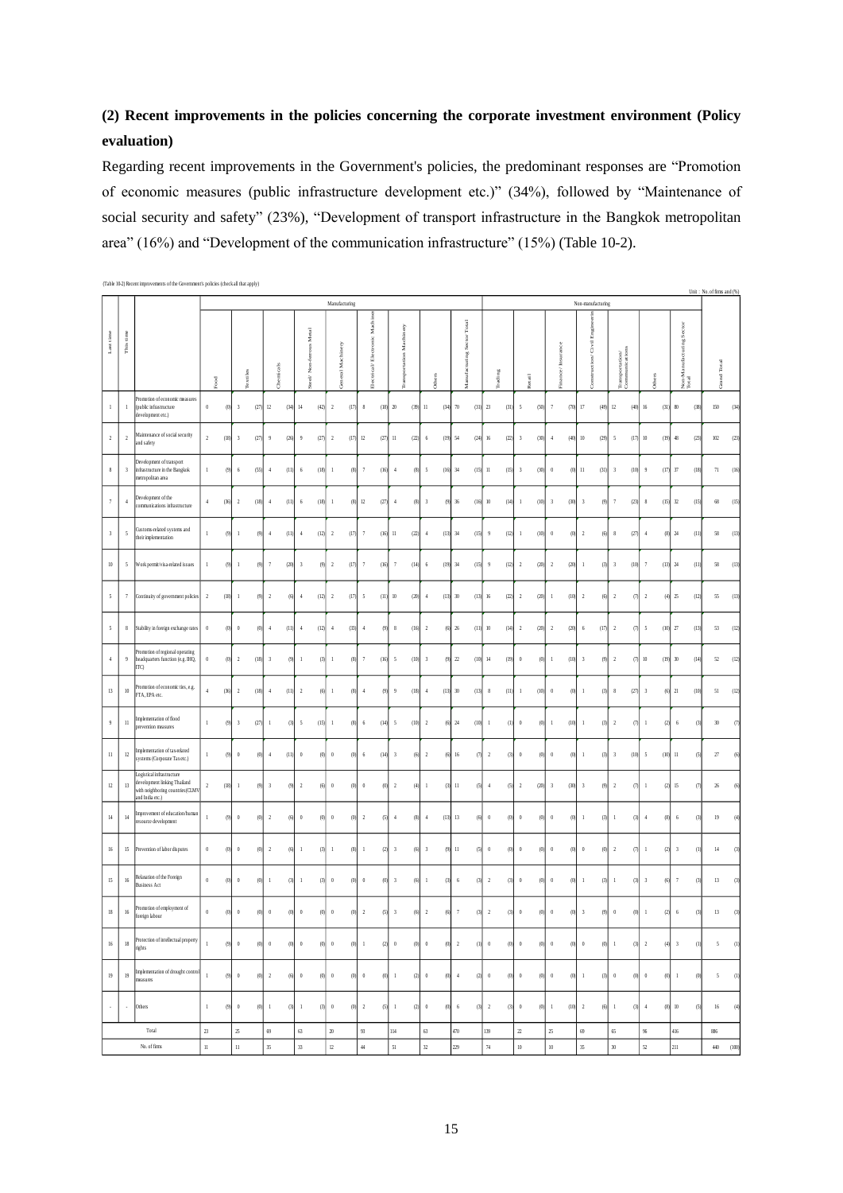## (2) Recent improvements in the policies concerning the corporate investment environment (Policy evaluation)

Regarding recent improvements in the Government's policies, the predominant responses are "Promotion of economic measures (public infrastructure development etc.)" (34%), followed by "Maintenance of social security and safety" (23%), "Development of transport infrastructure in the Bangkok metropolitan area" (16%) and "Development of the communication infrastructure" (15%) (Table 10-2).

(Table 10-2) Recent improvements of the Government's policies (check all that apply)

Unit : No. of firms and (%)

| Last time | This time | | Manufacturing: Food | | Textiles | | Chemicals | | Steel/ Non-ferrous Metal | | General Machinery | | Electrical/ Electronic Machines | | Transportation Machinery | | Others | | Manufacturing Sector Total | | Non-manufacturing: Trading | | Retail | | Finance/ Insurance | | Construction/ Civil Engineering | | Transportation/ Communications | | Others | | Non-Manufacturing Sector Total | | Grand Total | |
|---|---|---|---|---|---|---|---|---|---|---|---|---|---|---|---|---|---|---|---|---|---|---|---|---|---|---|---|---|---|---|---|---|---|---|---|---|
| 1 | 1 | Promotion of economic measures (public infrastructure development etc.) | 0 | (0) | 3 | (27) | 12 | (34) | 14 | (42) | 2 | (17) | 8 | (18) | 20 | (39) | 11 | (34) | 70 | (31) | 23 | (31) | 5 | (50) | 7 | (70) | 17 | (49) | 12 | (40) | 16 | (31) | 80 | (38) | 150 | (34) |
| 2 | 2 | Maintenance of social security and safety | 2 | (18) | 3 | (27) | 9 | (26) | 9 | (27) | 2 | (17) | 12 | (27) | 11 | (22) | 6 | (19) | 54 | (24) | 16 | (22) | 3 | (30) | 4 | (40) | 10 | (29) | 5 | (17) | 10 | (19) | 48 | (23) | 102 | (23) |
| 8 | 3 | Development of transport infrastructure in the Bangkok metropolitan area | 1 | (9) | 6 | (55) | 4 | (11) | 6 | (18) | 1 | (8) | 7 | (16) | 4 | (8) | 5 | (16) | 34 | (15) | 11 | (15) | 3 | (30) | 0 | (0) | 11 | (31) | 3 | (10) | 9 | (17) | 37 | (18) | 71 | (16) |
| 7 | 4 | Development of the communications infrastructure | 4 | (36) | 2 | (18) | 4 | (11) | 6 | (18) | 1 | (8) | 12 | (27) | 4 | (8) | 3 | (9) | 36 | (16) | 10 | (14) | 1 | (10) | 3 | (30) | 3 | (9) | 7 | (23) | 8 | (15) | 32 | (15) | 68 | (15) |
| 3 | 5 | Customs-related systems and their implementation | 1 | (9) | 1 | (9) | 4 | (11) | 4 | (12) | 2 | (17) | 7 | (16) | 11 | (22) | 4 | (13) | 34 | (15) | 9 | (12) | 1 | (10) | 0 | (0) | 2 | (6) | 8 | (27) | 4 | (8) | 24 | (11) | 58 | (13) |
| 10 | 5 | Work permit/visa-related issues | 1 | (9) | 1 | (9) | 7 | (20) | 3 | (9) | 2 | (17) | 7 | (16) | 7 | (14) | 6 | (19) | 34 | (15) | 9 | (12) | 2 | (20) | 2 | (20) | 1 | (3) | 3 | (10) | 7 | (13) | 24 | (11) | 58 | (13) |
| 5 | 7 | Continuity of government policies | 2 | (18) | 1 | (9) | 2 | (6) | 4 | (12) | 2 | (17) | 5 | (11) | 10 | (20) | 4 | (13) | 30 | (13) | 16 | (22) | 2 | (20) | 1 | (10) | 2 | (6) | 2 | (7) | 2 | (4) | 25 | (12) | 55 | (13) |
| 5 | 8 | Stability in foreign exchange rates | 0 | (0) | 0 | (0) | 4 | (11) | 4 | (12) | 4 | (33) | 4 | (9) | 8 | (16) | 2 | (6) | 26 | (11) | 10 | (14) | 2 | (20) | 2 | (20) | 6 | (17) | 2 | (7) | 5 | (10) | 27 | (13) | 53 | (12) |
| 4 | 9 | Promotion of regional operating headquarters function (e.g. IHQ, ITC) | 0 | (0) | 2 | (18) | 3 | (9) | 1 | (3) | 1 | (8) | 7 | (16) | 5 | (10) | 3 | (9) | 22 | (10) | 14 | (19) | 0 | (0) | 1 | (10) | 3 | (9) | 2 | (7) | 10 | (19) | 30 | (14) | 52 | (12) |
| 13 | 10 | Promotion of economic ties, e.g. FTA, EPA etc. | 4 | (36) | 2 | (18) | 4 | (11) | 2 | (6) | 1 | (8) | 4 | (9) | 9 | (18) | 4 | (13) | 30 | (13) | 8 | (11) | 1 | (10) | 0 | (0) | 1 | (3) | 8 | (27) | 3 | (6) | 21 | (10) | 51 | (12) |
| 9 | 11 | Implementation of flood prevention measures | 1 | (9) | 3 | (27) | 1 | (3) | 5 | (15) | 1 | (8) | 6 | (14) | 5 | (10) | 2 | (6) | 24 | (10) | 1 | (1) | 0 | (0) | 1 | (10) | 1 | (3) | 2 | (7) | 1 | (2) | 6 | (3) | 30 | (7) |
| 11 | 12 | Implementation of tax-related systems (Corporate Tax etc.) | 1 | (9) | 0 | (0) | 4 | (11) | 0 | (0) | 0 | (0) | 6 | (14) | 3 | (6) | 2 | (6) | 16 | (7) | 2 | (3) | 0 | (0) | 0 | (0) | 1 | (3) | 3 | (10) | 5 | (10) | 11 | (5) | 27 | (6) |
| 12 | 13 | Logistical infrastructure development linking Thailand with neighboring countries(CLMV and India etc.) | 2 | (18) | 1 | (9) | 3 | (9) | 2 | (6) | 0 | (0) | 0 | (0) | 2 | (4) | 1 | (3) | 11 | (5) | 4 | (5) | 2 | (20) | 3 | (30) | 3 | (9) | 2 | (7) | 1 | (2) | 15 | (7) | 26 | (6) |
| 14 | 14 | Improvement of education/human resource development | 1 | (9) | 0 | (0) | 2 | (6) | 0 | (0) | 0 | (0) | 2 | (5) | 4 | (8) | 4 | (13) | 13 | (6) | 0 | (0) | 0 | (0) | 0 | (0) | 1 | (3) | 1 | (3) | 4 | (8) | 6 | (3) | 19 | (4) |
| 16 | 15 | Prevention of labor disputes | 0 | (0) | 0 | (0) | 2 | (6) | 1 | (3) | 1 | (8) | 1 | (2) | 3 | (6) | 3 | (9) | 11 | (5) | 0 | (0) | 0 | (0) | 0 | (0) | 0 | (0) | 2 | (7) | 1 | (2) | 3 | (1) | 14 | (3) |
| 15 | 16 | Relaxation of the Foreign Business Act | 0 | (0) | 0 | (0) | 1 | (3) | 1 | (3) | 0 | (0) | 0 | (0) | 3 | (6) | 1 | (3) | 6 | (3) | 2 | (3) | 0 | (0) | 0 | (0) | 1 | (3) | 1 | (3) | 3 | (6) | 7 | (3) | 13 | (3) |
| 18 | 16 | Promotion of employment of foreign labour | 0 | (0) | 0 | (0) | 0 | (0) | 0 | (0) | 0 | (0) | 2 | (5) | 3 | (6) | 2 | (6) | 7 | (3) | 2 | (3) | 0 | (0) | 0 | (0) | 3 | (9) | 0 | (0) | 1 | (2) | 6 | (3) | 13 | (3) |
| 16 | 18 | Protection of intellectual property rights | 1 | (9) | 0 | (0) | 0 | (0) | 0 | (0) | 0 | (0) | 1 | (2) | 0 | (0) | 0 | (0) | 2 | (1) | 0 | (0) | 0 | (0) | 0 | (0) | 0 | (0) | 1 | (3) | 2 | (4) | 3 | (1) | 5 | (1) |
| 19 | 19 | Implementation of drought control measures | 1 | (9) | 0 | (0) | 2 | (6) | 0 | (0) | 0 | (0) | 0 | (0) | 1 | (2) | 0 | (0) | 4 | (2) | 0 | (0) | 0 | (0) | 0 | (0) | 1 | (3) | 0 | (0) | 0 | (0) | 1 | (0) | 5 | (1) |
| - | - | Others | 1 | (9) | 0 | (0) | 1 | (3) | 1 | (3) | 0 | (0) | 2 | (5) | 1 | (2) | 0 | (0) | 6 | (3) | 2 | (3) | 0 | (0) | 1 | (10) | 2 | (6) | 1 | (3) | 4 | (8) | 10 | (5) | 16 | (4) |
| | | Total | 23 | | 25 | | 69 | | 63 | | 20 | | 93 | | 114 | | 63 | | 470 | | 139 | | 22 | | 25 | | 69 | | 65 | | 96 | | 416 | | 886 | |
| | | No. of firms | 11 | | 11 | | 35 | | 33 | | 12 | | 44 | | 51 | | 32 | | 229 | | 74 | | 10 | | 10 | | 35 | | 30 | | 52 | | 211 | | 440 | (100) |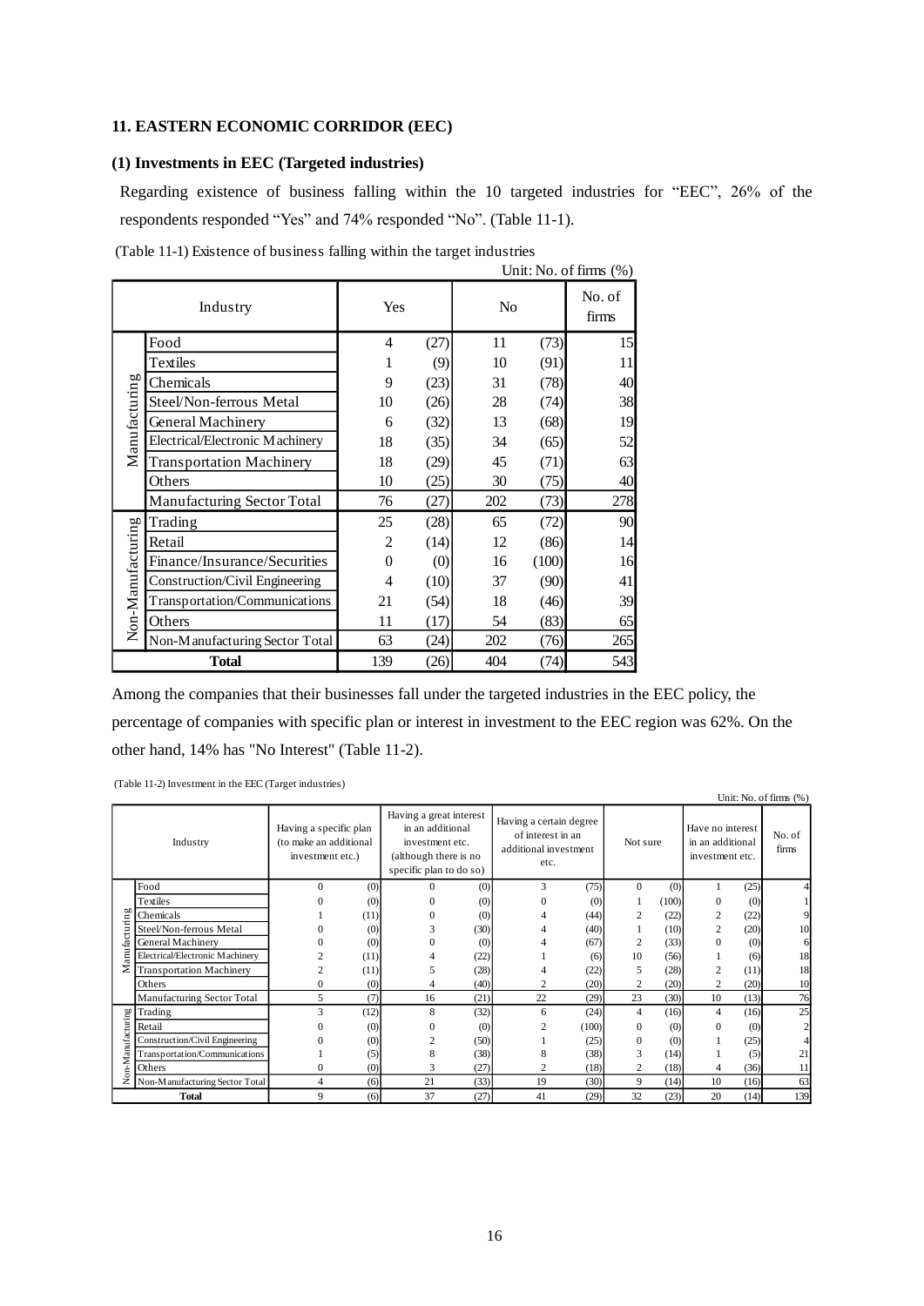## 11. EASTERN ECONOMIC CORRIDOR (EEC)

### (1) Investments in EEC (Targeted industries)

Regarding existence of business falling within the 10 targeted industries for "EEC", 26% of the respondents responded "Yes" and 74% responded "No". (Table 11-1).

(Table 11-1) Existence of business falling within the target industries

Unit: No. of firms (%)

| | Industry | Yes | | No | | No. of firms |
|---|---|---|---|---|---|---|
| Manufacturing | Food | 4 | (27) | 11 | (73) | 15 |
| | Textiles | 1 | (9) | 10 | (91) | 11 |
| | Chemicals | 9 | (23) | 31 | (78) | 40 |
| | Steel/Non-ferrous Metal | 10 | (26) | 28 | (74) | 38 |
| | General Machinery | 6 | (32) | 13 | (68) | 19 |
| | Electrical/Electronic Machinery | 18 | (35) | 34 | (65) | 52 |
| | Transportation Machinery | 18 | (29) | 45 | (71) | 63 |
| | Others | 10 | (25) | 30 | (75) | 40 |
| | Manufacturing Sector Total | 76 | (27) | 202 | (73) | 278 |
| Non-Manufacturing | Trading | 25 | (28) | 65 | (72) | 90 |
| | Retail | 2 | (14) | 12 | (86) | 14 |
| | Finance/Insurance/Securities | 0 | (0) | 16 | (100) | 16 |
| | Construction/Civil Engineering | 4 | (10) | 37 | (90) | 41 |
| | Transportation/Communications | 21 | (54) | 18 | (46) | 39 |
| | Others | 11 | (17) | 54 | (83) | 65 |
| | Non-Manufacturing Sector Total | 63 | (24) | 202 | (76) | 265 |
| **Total** | | 139 | (26) | 404 | (74) | 543 |

Among the companies that their businesses fall under the targeted industries in the EEC policy, the percentage of companies with specific plan or interest in investment to the EEC region was 62%. On the other hand, 14% has "No Interest" (Table 11-2).

(Table 11-2) Investment in the EEC (Target industries)

Unit: No. of firms (%)

| | Industry | Having a specific plan (to make an additional investment etc.) | | Having a great interest in an additional investment etc. (although there is no specific plan to do so) | | Having a certain degree of interest in an additional investment etc. | | Not sure | | Have no interest in an additional investment etc. | | No. of firms |
|---|---|---|---|---|---|---|---|---|---|---|---|---|
| Manufacturing | Food | 0 | (0) | 0 | (0) | 3 | (75) | 0 | (0) | 1 | (25) | 4 |
| | Textiles | 0 | (0) | 0 | (0) | 0 | (0) | 1 | (100) | 0 | (0) | 1 |
| | Chemicals | 1 | (11) | 0 | (0) | 4 | (44) | 2 | (22) | 2 | (22) | 9 |
| | Steel/Non-ferrous Metal | 0 | (0) | 3 | (30) | 4 | (40) | 1 | (10) | 2 | (20) | 10 |
| | General Machinery | 0 | (0) | 0 | (0) | 4 | (67) | 2 | (33) | 0 | (0) | 6 |
| | Electrical/Electronic Machinery | 2 | (11) | 4 | (22) | 1 | (6) | 10 | (56) | 1 | (6) | 18 |
| | Transportation Machinery | 2 | (11) | 5 | (28) | 4 | (22) | 5 | (28) | 2 | (11) | 18 |
| | Others | 0 | (0) | 4 | (40) | 2 | (20) | 2 | (20) | 2 | (20) | 10 |
| | Manufacturing Sector Total | 5 | (7) | 16 | (21) | 22 | (29) | 23 | (30) | 10 | (13) | 76 |
| Non-Manufacturing | Trading | 3 | (12) | 8 | (32) | 6 | (24) | 4 | (16) | 4 | (16) | 25 |
| | Retail | 0 | (0) | 0 | (0) | 2 | (100) | 0 | (0) | 0 | (0) | 2 |
| | Construction/Civil Engineering | 0 | (0) | 2 | (50) | 1 | (25) | 0 | (0) | 1 | (25) | 4 |
| | Transportation/Communications | 1 | (5) | 8 | (38) | 8 | (38) | 3 | (14) | 1 | (5) | 21 |
| | Others | 0 | (0) | 3 | (27) | 2 | (18) | 2 | (18) | 4 | (36) | 11 |
| | Non-Manufacturing Sector Total | 4 | (6) | 21 | (33) | 19 | (30) | 9 | (14) | 10 | (16) | 63 |
| **Total** | | 9 | (6) | 37 | (27) | 41 | (29) | 32 | (23) | 20 | (14) | 139 |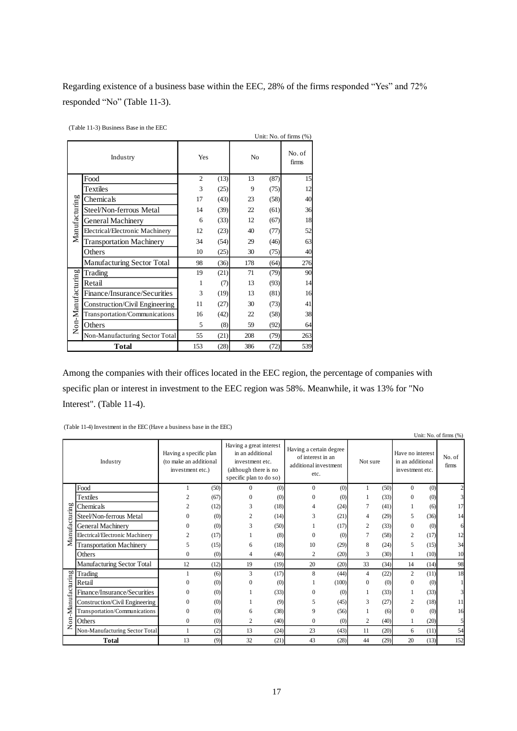Regarding existence of a business base within the EEC, 28% of the firms responded “Yes” and 72% responded “No” (Table 11-3).

(Table 11-3) Business Base in the EEC

Unit: No. of firms (%)

| | Industry | Yes | | No | | No. of firms |
|---|---|---|---|---|---|---|
| Manufacturing | Food | 2 | (13) | 13 | (87) | 15 |
| | Textiles | 3 | (25) | 9 | (75) | 12 |
| | Chemicals | 17 | (43) | 23 | (58) | 40 |
| | Steel/Non-ferrous Metal | 14 | (39) | 22 | (61) | 36 |
| | General Machinery | 6 | (33) | 12 | (67) | 18 |
| | Electrical/Electronic Machinery | 12 | (23) | 40 | (77) | 52 |
| | Transportation Machinery | 34 | (54) | 29 | (46) | 63 |
| | Others | 10 | (25) | 30 | (75) | 40 |
| | Manufacturing Sector Total | 98 | (36) | 178 | (64) | 276 |
| Non-Manufacturing | Trading | 19 | (21) | 71 | (79) | 90 |
| | Retail | 1 | (7) | 13 | (93) | 14 |
| | Finance/Insurance/Securities | 3 | (19) | 13 | (81) | 16 |
| | Construction/Civil Engineering | 11 | (27) | 30 | (73) | 41 |
| | Transportation/Communications | 16 | (42) | 22 | (58) | 38 |
| | Others | 5 | (8) | 59 | (92) | 64 |
| | Non-Manufacturing Sector Total | 55 | (21) | 208 | (79) | 263 |
| **Total** | | 153 | (28) | 386 | (72) | 539 |

Among the companies with their offices located in the EEC region, the percentage of companies with specific plan or interest in investment to the EEC region was 58%. Meanwhile, it was 13% for "No Interest". (Table 11-4).

(Table 11-4) Investment in the EEC (Have a business base in the EEC)

Unit: No. of firms (%)

| | Industry | Having a specific plan (to make an additional investment etc.) | | Having a great interest in an additional investment etc. (although there is no specific plan to do so) | | Having a certain degree of interest in an additional investment etc. | | Not sure | | Have no interest in an additional investment etc. | | No. of firms |
|---|---|---|---|---|---|---|---|---|---|---|---|---|
| Manufacturing | Food | 1 | (50) | 0 | (0) | 0 | (0) | 1 | (50) | 0 | (0) | 2 |
| | Textiles | 2 | (67) | 0 | (0) | 0 | (0) | 1 | (33) | 0 | (0) | 3 |
| | Chemicals | 2 | (12) | 3 | (18) | 4 | (24) | 7 | (41) | 1 | (6) | 17 |
| | Steel/Non-ferrous Metal | 0 | (0) | 2 | (14) | 3 | (21) | 4 | (29) | 5 | (36) | 14 |
| | General Machinery | 0 | (0) | 3 | (50) | 1 | (17) | 2 | (33) | 0 | (0) | 6 |
| | Electrical/Electronic Machinery | 2 | (17) | 1 | (8) | 0 | (0) | 7 | (58) | 2 | (17) | 12 |
| | Transportation Machinery | 5 | (15) | 6 | (18) | 10 | (29) | 8 | (24) | 5 | (15) | 34 |
| | Others | 0 | (0) | 4 | (40) | 2 | (20) | 3 | (30) | 1 | (10) | 10 |
| | Manufacturing Sector Total | 12 | (12) | 19 | (19) | 20 | (20) | 33 | (34) | 14 | (14) | 98 |
| Non-Manufacturing | Trading | 1 | (6) | 3 | (17) | 8 | (44) | 4 | (22) | 2 | (11) | 18 |
| | Retail | 0 | (0) | 0 | (0) | 1 | (100) | 0 | (0) | 0 | (0) | 1 |
| | Finance/Insurance/Securities | 0 | (0) | 1 | (33) | 0 | (0) | 1 | (33) | 1 | (33) | 3 |
| | Construction/Civil Engineering | 0 | (0) | 1 | (9) | 5 | (45) | 3 | (27) | 2 | (18) | 11 |
| | Transportation/Communications | 0 | (0) | 6 | (38) | 9 | (56) | 1 | (6) | 0 | (0) | 16 |
| | Others | 0 | (0) | 2 | (40) | 0 | (0) | 2 | (40) | 1 | (20) | 5 |
| | Non-Manufacturing Sector Total | 1 | (2) | 13 | (24) | 23 | (43) | 11 | (20) | 6 | (11) | 54 |
| **Total** | | 13 | (9) | 32 | (21) | 43 | (28) | 44 | (29) | 20 | (13) | 152 |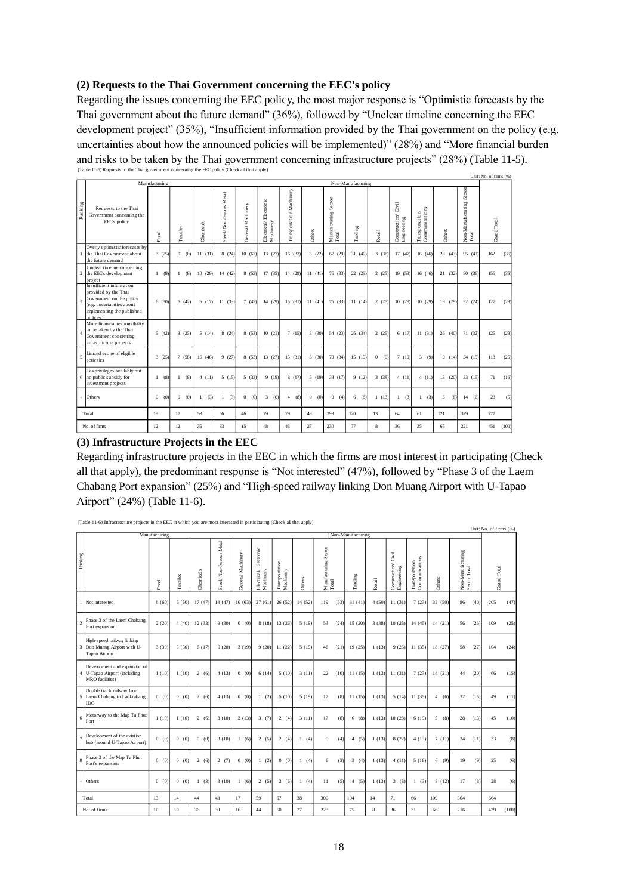### (2) Requests to the Thai Government concerning the EEC's policy

Regarding the issues concerning the EEC policy, the most major response is "Optimistic forecasts by the Thai government about the future demand" (36%), followed by "Unclear timeline concerning the EEC development project" (35%), "Insufficient information provided by the Thai government on the policy (e.g. uncertainties about how the announced policies will be implemented)" (28%) and "More financial burden and risks to be taken by the Thai government concerning infrastructure projects" (28%) (Table 11-5).

(Table 11-5) Requests to the Thai government concerning the EEC policy (Check all that apply)

Unit: No. of firms (%)

| Ranking | Requests to the Thai Government concerning the EEC's policy | Manufacturing | | | | | | | | | Non-Manufacturing | | | | | | |
|---|---|---|---|---|---|---|---|---|---|---|---|---|---|---|---|---|---|
| | | Food | Textiles | Chemicals | Steel/ Non-ferrous Metal | General Machinery | Electrical/ Electronic Machinery | Transportation Machinery | Others | Manufacturing Sector Total | Trading | Retail | Construction/ Civil Engineering | Transportation/ Communications | Others | Non-Manufacturing Sector Total | Grand Total |
| 1 | Overly optimistic forecasts by the Thai Government about the future demand | 3 (25) | 0 (0) | 11 (31) | 8 (24) | 10 (67) | 13 (27) | 16 (33) | 6 (22) | 67 (29) | 31 (40) | 3 (38) | 17 (47) | 16 (46) | 28 (43) | 95 (43) | 162 (36) |
| 2 | Unclear timeline concerning the EEC's development project | 1 (8) | 1 (8) | 10 (29) | 14 (42) | 8 (53) | 17 (35) | 14 (29) | 11 (41) | 76 (33) | 22 (29) | 2 (25) | 19 (53) | 16 (46) | 21 (32) | 80 (36) | 156 (35) |
| 3 | Insufficient information provided by the Thai Government on the policy (e.g. uncertainties about implementing the published policies) | 6 (50) | 5 (42) | 6 (17) | 11 (33) | 7 (47) | 14 (29) | 15 (31) | 11 (41) | 75 (33) | 11 (14) | 2 (25) | 10 (28) | 10 (29) | 19 (29) | 52 (24) | 127 (28) |
| 4 | More financial responsibility to be taken by the Thai Government concerning infrastructure projects | 5 (42) | 3 (25) | 5 (14) | 8 (24) | 8 (53) | 10 (21) | 7 (15) | 8 (30) | 54 (23) | 26 (34) | 2 (25) | 6 (17) | 11 (31) | 26 (40) | 71 (32) | 125 (28) |
| 5 | Limited scope of eligible activities | 3 (25) | 7 (58) | 16 (46) | 9 (27) | 8 (53) | 13 (27) | 15 (31) | 8 (30) | 79 (34) | 15 (19) | 0 (0) | 7 (19) | 3 (9) | 9 (14) | 34 (15) | 113 (25) |
| 6 | Tax privileges availably but no public subsidy for investment projects | 1 (8) | 1 (8) | 4 (11) | 5 (15) | 5 (33) | 9 (19) | 8 (17) | 5 (19) | 38 (17) | 9 (12) | 3 (38) | 4 (11) | 4 (11) | 13 (20) | 33 (15) | 71 (16) |
| - | Others | 0 (0) | 0 (0) | 1 (3) | 1 (3) | 0 (0) | 3 (6) | 4 (8) | 0 (0) | 9 (4) | 6 (8) | 1 (13) | 1 (3) | 1 (3) | 5 (8) | 14 (6) | 23 (5) |
| | Total | 19 | 17 | 53 | 56 | 46 | 79 | 79 | 49 | 398 | 120 | 13 | 64 | 61 | 121 | 379 | 777 |
| | No. of firms | 12 | 12 | 35 | 33 | 15 | 48 | 48 | 27 | 230 | 77 | 8 | 36 | 35 | 65 | 221 | 451 (100) |

### (3) Infrastructure Projects in the EEC

Regarding infrastructure projects in the EEC in which the firms are most interest in participating (Check all that apply), the predominant response is "Not interested" (47%), followed by "Phase 3 of the Laem Chabang Port expansion" (25%) and "High-speed railway linking Don Muang Airport with U-Tapao Airport" (24%) (Table 11-6).

(Table 11-6) Infrastructure projects in the EEC in which you are most interested in participating (Check all that apply)

Unit: No. of firms (%)

| Ranking | | Manufacturing | | | | | | | | | Non-Manufacturing | | | | | | |
|---|---|---|---|---|---|---|---|---|---|---|---|---|---|---|---|---|---|
| | | Food | Textiles | Chemicals | Steel/ Non-ferrous Metal | General Machinery | Electrical/ Electronic Machinery | Transportation Machinery | Others | Manufacturing Sector Total | Trading | Retail | Construction/ Civil Engineering | Transportation/ Communications | Others | Non-Manufacturing Sector Total | Grand Total |
| 1 | Not interested | 6 (60) | 5 (50) | 17 (47) | 14 (47) | 10 (63) | 27 (61) | 26 (52) | 14 (52) | 119 (53) | 31 (41) | 4 (50) | 11 (31) | 7 (23) | 33 (50) | 86 (40) | 205 (47) |
| 2 | Phase 3 of the Laem Chabang Port expansion | 2 (20) | 4 (40) | 12 (33) | 9 (30) | 0 (0) | 8 (18) | 13 (26) | 5 (19) | 53 (24) | 15 (20) | 3 (38) | 10 (28) | 14 (45) | 14 (21) | 56 (26) | 109 (25) |
| 3 | High-speed railway linking Don Muang Airport with U-Tapao Airport | 3 (30) | 3 (30) | 6 (17) | 6 (20) | 3 (19) | 9 (20) | 11 (22) | 5 (19) | 46 (21) | 19 (25) | 1 (13) | 9 (25) | 11 (35) | 18 (27) | 58 (27) | 104 (24) |
| 4 | Development and expansion of U-Tapao Airport (including MRO facilities) | 1 (10) | 1 (10) | 2 (6) | 4 (13) | 0 (0) | 6 (14) | 5 (10) | 3 (11) | 22 (10) | 11 (15) | 1 (13) | 11 (31) | 7 (23) | 14 (21) | 44 (20) | 66 (15) |
| 5 | Double track railway from Laem Chabang to Ladkrabang IDC | 0 (0) | 0 (0) | 2 (6) | 4 (13) | 0 (0) | 1 (2) | 5 (10) | 5 (19) | 17 (8) | 11 (15) | 1 (13) | 5 (14) | 11 (35) | 4 (6) | 32 (15) | 49 (11) |
| 6 | Motorway to the Map Ta Phut Port | 1 (10) | 1 (10) | 2 (6) | 3 (10) | 2 (13) | 3 (7) | 2 (4) | 3 (11) | 17 (8) | 6 (8) | 1 (13) | 10 (28) | 6 (19) | 5 (8) | 28 (13) | 45 (10) |
| 7 | Development of the aviation hub (around U-Tapao Airport) | 0 (0) | 0 (0) | 0 (0) | 3 (10) | 1 (6) | 2 (5) | 2 (4) | 1 (4) | 9 (4) | 4 (5) | 1 (13) | 8 (22) | 4 (13) | 7 (11) | 24 (11) | 33 (8) |
| 8 | Phase 3 of the Map Ta Phut Port's expansion | 0 (0) | 0 (0) | 2 (6) | 2 (7) | 0 (0) | 1 (2) | 0 (0) | 1 (4) | 6 (3) | 3 (4) | 1 (13) | 4 (11) | 5 (16) | 6 (9) | 19 (9) | 25 (6) |
| - | Others | 0 (0) | 0 (0) | 1 (3) | 3 (10) | 1 (6) | 2 (5) | 3 (6) | 1 (4) | 11 (5) | 4 (5) | 1 (13) | 3 (8) | 1 (3) | 8 (12) | 17 (8) | 28 (6) |
| | Total | 13 | 14 | 44 | 48 | 17 | 59 | 67 | 38 | 300 | 104 | 14 | 71 | 66 | 109 | 364 | 664 |
| | No. of firms | 10 | 10 | 36 | 30 | 16 | 44 | 50 | 27 | 223 | 75 | 8 | 36 | 31 | 66 | 216 | 439 (100) |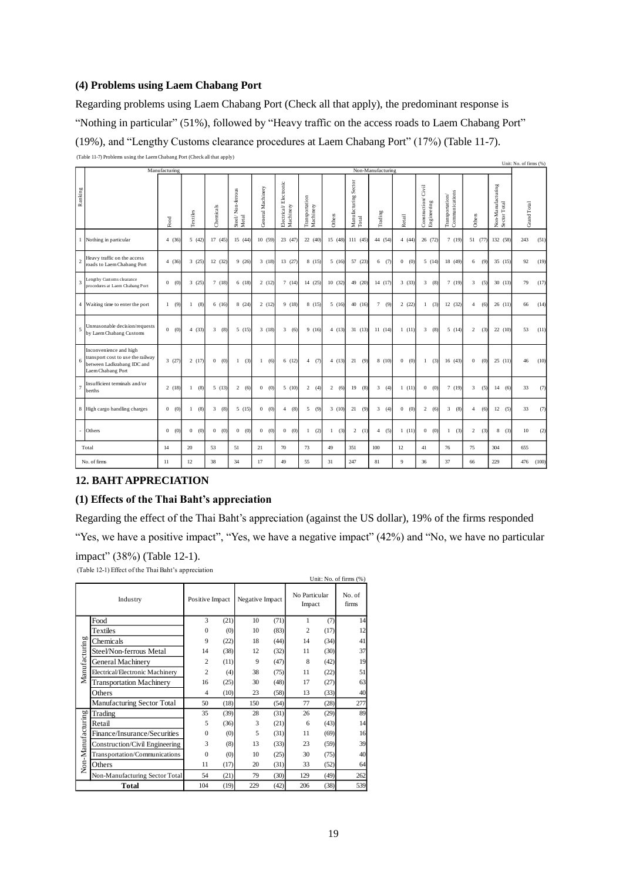### (4) Problems using Laem Chabang Port

Regarding problems using Laem Chabang Port (Check all that apply), the predominant response is "Nothing in particular" (51%), followed by "Heavy traffic on the access roads to Laem Chabang Port" (19%), and "Lengthy Customs clearance procedures at Laem Chabang Port" (17%) (Table 11-7).

(Table 11-7) Problems using the Laem Chabang Port (Check all that apply)

Unit: No. of firms (%)

| Ranking | | Manufacturing | | | | | | | | | Non-Manufacturing | | | | | | Grand Total |
|---|---|---|---|---|---|---|---|---|---|---|---|---|---|---|---|---|---|
| | | Food | Textiles | Chemicals | Steel/ Non-ferrous Metal | General Machinery | Electrical/ Electronic Machinery | Transportation Machinery | Others | Manufacturing Sector Total | Trading | Retail | Construction/ Civil Engineering | Transportation/ Communications | Others | Non-Manufacturing Sector Total | |
| 1 | Nothing in particular | 4 (36) | 5 (42) | 17 (45) | 15 (44) | 10 (59) | 23 (47) | 22 (40) | 15 (48) | 111 (45) | 44 (54) | 4 (44) | 26 (72) | 7 (19) | 51 (77) | 132 (58) | 243 (51) |
| 2 | Heavy traffic on the access roads to Laem Chabang Port | 4 (36) | 3 (25) | 12 (32) | 9 (26) | 3 (18) | 13 (27) | 8 (15) | 5 (16) | 57 (23) | 6 (7) | 0 (0) | 5 (14) | 18 (49) | 6 (9) | 35 (15) | 92 (19) |
| 3 | Lengthy Customs clearance procedures at Laem Chabang Port | 0 (0) | 3 (25) | 7 (18) | 6 (18) | 2 (12) | 7 (14) | 14 (25) | 10 (32) | 49 (20) | 14 (17) | 3 (33) | 3 (8) | 7 (19) | 3 (5) | 30 (13) | 79 (17) |
| 4 | Waiting time to enter the port | 1 (9) | 1 (8) | 6 (16) | 8 (24) | 2 (12) | 9 (18) | 8 (15) | 5 (16) | 40 (16) | 7 (9) | 2 (22) | 1 (3) | 12 (32) | 4 (6) | 26 (11) | 66 (14) |
| 5 | Unreasonable decision/requests by Laem Chabang Customs | 0 (0) | 4 (33) | 3 (8) | 5 (15) | 3 (18) | 3 (6) | 9 (16) | 4 (13) | 31 (13) | 11 (14) | 1 (11) | 3 (8) | 5 (14) | 2 (3) | 22 (10) | 53 (11) |
| 6 | Inconvenience and high transport cost to use the railway between Ladkrabang IDC and Laem Chabang Port | 3 (27) | 2 (17) | 0 (0) | 1 (3) | 1 (6) | 6 (12) | 4 (7) | 4 (13) | 21 (9) | 8 (10) | 0 (0) | 1 (3) | 16 (43) | 0 (0) | 25 (11) | 46 (10) |
| 7 | Insufficient terminals and/or berths | 2 (18) | 1 (8) | 5 (13) | 2 (6) | 0 (0) | 5 (10) | 2 (4) | 2 (6) | 19 (8) | 3 (4) | 1 (11) | 0 (0) | 7 (19) | 3 (5) | 14 (6) | 33 (7) |
| 8 | High cargo handling charges | 0 (0) | 1 (8) | 3 (8) | 5 (15) | 0 (0) | 4 (8) | 5 (9) | 3 (10) | 21 (9) | 3 (4) | 0 (0) | 2 (6) | 3 (8) | 4 (6) | 12 (5) | 33 (7) |
| - | Others | 0 (0) | 0 (0) | 0 (0) | 0 (0) | 0 (0) | 0 (0) | 1 (2) | 1 (3) | 2 (1) | 4 (5) | 1 (11) | 0 (0) | 1 (3) | 2 (3) | 8 (3) | 10 (2) |
| Total | | 14 | 20 | 53 | 51 | 21 | 70 | 73 | 49 | 351 | 100 | 12 | 41 | 76 | 75 | 304 | 655 |
| No. of firms | | 11 | 12 | 38 | 34 | 17 | 49 | 55 | 31 | 247 | 81 | 9 | 36 | 37 | 66 | 229 | 476 (100) |

## 12. BAHT APPRECIATION

### (1) Effects of the Thai Baht's appreciation

Regarding the effect of the Thai Baht's appreciation (against the US dollar), 19% of the firms responded "Yes, we have a positive impact", "Yes, we have a negative impact" (42%) and "No, we have no particular impact" (38%) (Table 12-1).

(Table 12-1) Effect of the Thai Baht's appreciation

Unit: No. of firms (%)

| | Industry | Positive Impact | | Negative Impact | | No Particular Impact | | No. of firms |
|---|---|---|---|---|---|---|---|---|
| Manufacturing | Food | 3 | (21) | 10 | (71) | 1 | (7) | 14 |
| | Textiles | 0 | (0) | 10 | (83) | 2 | (17) | 12 |
| | Chemicals | 9 | (22) | 18 | (44) | 14 | (34) | 41 |
| | Steel/Non-ferrous Metal | 14 | (38) | 12 | (32) | 11 | (30) | 37 |
| | General Machinery | 2 | (11) | 9 | (47) | 8 | (42) | 19 |
| | Electrical/Electronic Machinery | 2 | (4) | 38 | (75) | 11 | (22) | 51 |
| | Transportation Machinery | 16 | (25) | 30 | (48) | 17 | (27) | 63 |
| | Others | 4 | (10) | 23 | (58) | 13 | (33) | 40 |
| | Manufacturing Sector Total | 50 | (18) | 150 | (54) | 77 | (28) | 277 |
| Non-Manufacturing | Trading | 35 | (39) | 28 | (31) | 26 | (29) | 89 |
| | Retail | 5 | (36) | 3 | (21) | 6 | (43) | 14 |
| | Finance/Insurance/Securities | 0 | (0) | 5 | (31) | 11 | (69) | 16 |
| | Construction/Civil Engineering | 3 | (8) | 13 | (33) | 23 | (59) | 39 |
| | Transportation/Communications | 0 | (0) | 10 | (25) | 30 | (75) | 40 |
| | Others | 11 | (17) | 20 | (31) | 33 | (52) | 64 |
| | Non-Manufacturing Sector Total | 54 | (21) | 79 | (30) | 129 | (49) | 262 |
| **Total** | | 104 | (19) | 229 | (42) | 206 | (38) | 539 |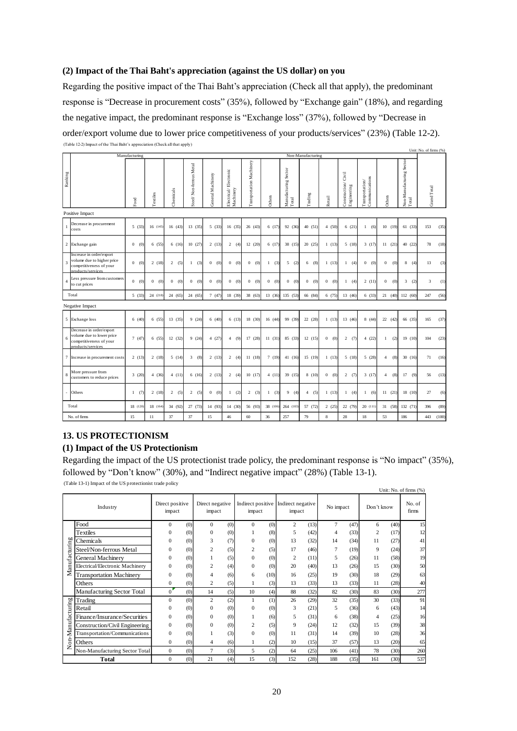### (2) Impact of the Thai Baht's appreciation (against the US dollar) on you

Regarding the positive impact of the Thai Baht's appreciation (Check all that apply), the predominant response is "Decrease in procurement costs" (35%), followed by "Exchange gain" (18%), and regarding the negative impact, the predominant response is "Exchange loss" (37%), followed by "Decrease in order/export volume due to lower price competitiveness of your products/services" (23%) (Table 12-2).

(Table 12-2) Impact of the Thai Baht's appreciation (Check all that apply)

Unit: No. of firms (%)

| Ranking | | Manufacturing | | | | | | | | | Non-Manufacturing | | | | | | Grand Total |
|---|---|---|---|---|---|---|---|---|---|---|---|---|---|---|---|---|---|
| | | Food | Textiles | Chemicals | Steel/ Non-ferrous Metal | General Machinery | Electrical/ Electronic Machinery | Transportation Machinery | Others | Manufacturing Sector Total | Trading | Retail | Construction/ Civil Engineering | Transportation/ Communications | Others | Non-Manufacturing Sector Total | |
| Positive Impact | | | | | | | | | | | | | | | | | |
| 1 | Decrease in procurement costs | 5 (33) | 16 (145) | 16 (43) | 13 (35) | 5 (33) | 16 (35) | 26 (43) | 6 (17) | 92 (36) | 40 (51) | 4 (50) | 6 (21) | 1 (6) | 10 (19) | 61 (33) | 153 (35) |
| 2 | Exchange gain | 0 (0) | 6 (55) | 6 (16) | 10 (27) | 2 (13) | 2 (4) | 12 (20) | 6 (17) | 38 (15) | 20 (25) | 1 (13) | 5 (18) | 3 (17) | 11 (21) | 40 (22) | 78 (18) |
| 3 | Increase in order/export volume due to higher price competitiveness of your products/services | 0 (0) | 2 (18) | 2 (5) | 1 (3) | 0 (0) | 0 (0) | 0 (0) | 1 (3) | 5 (2) | 6 (8) | 1 (13) | 1 (4) | 0 (0) | 0 (0) | 8 (4) | 13 (3) |
| 4 | Less pressure from customers to cut prices | 0 (0) | 0 (0) | 0 (0) | 0 (0) | 0 (0) | 0 (0) | 0 (0) | 0 (0) | 0 (0) | 0 (0) | 0 (0) | 1 (4) | 2 (11) | 0 (0) | 3 (2) | 3 (1) |
| Total | | 5 (33) | 24 (218) | 24 (65) | 24 (65) | 7 (47) | 18 (39) | 38 (63) | 13 (36) | 135 (53) | 66 (84) | 6 (75) | 13 (46) | 6 (33) | 21 (40) | 112 (60) | 247 (56) |
| Negative Impact | | | | | | | | | | | | | | | | | |
| 5 | Exchange loss | 6 (40) | 6 (55) | 13 (35) | 9 (24) | 6 (40) | 6 (13) | 18 (30) | 16 (44) | 99 (39) | 22 (28) | 1 (13) | 13 (46) | 8 (44) | 22 (42) | 66 (35) | 165 (37) |
| 6 | Decrease in order/export volume due to lower price competitiveness of your products/services | 7 (47) | 6 (55) | 12 (32) | 9 (24) | 4 (27) | 4 (9) | 17 (28) | 11 (31) | 85 (33) | 12 (15) | 0 (0) | 2 (7) | 4 (22) | 1 (2) | 19 (10) | 104 (23) |
| 7 | Increase in procurement costs | 2 (13) | 2 (18) | 5 (14) | 3 (8) | 2 (13) | 2 (4) | 11 (18) | 7 (19) | 41 (16) | 15 (19) | 1 (13) | 5 (18) | 5 (28) | 4 (8) | 30 (16) | 71 (16) |
| 8 | More pressure from customers to reduce prices | 3 (20) | 4 (36) | 4 (11) | 6 (16) | 2 (13) | 2 (4) | 10 (17) | 4 (11) | 39 (15) | 8 (10) | 0 (0) | 2 (7) | 3 (17) | 4 (8) | 17 (9) | 56 (13) |
| - | Others | 1 (7) | 2 (18) | 2 (5) | 2 (5) | 0 (0) | 1 (2) | 2 (3) | 1 (3) | 9 (4) | 4 (5) | 1 (13) | 1 (4) | 1 (6) | 11 (21) | 18 (10) | 27 (6) |
| Total | | 18 (120) | 18 (164) | 34 (92) | 27 (73) | 14 (93) | 14 (30) | 56 (93) | 38 (106) | 264 (103) | 57 (72) | 2 (25) | 22 (79) | 20 (111) | 31 (58) | 132 (71) | 396 (89) |
| No. of firms | | 15 | 11 | 37 | 37 | 15 | 46 | 60 | 36 | 257 | 79 | 8 | 28 | 18 | 53 | 186 | 443 (100) |

## 13. US PROTECTIONISM

### (1) Impact of the US Protectionism

Regarding the impact of the US protectionist trade policy, the predominant response is "No impact" (35%), followed by "Don't know" (30%), and "Indirect negative impact" (28%) (Table 13-1).

(Table 13-1) Impact of the US protectionist trade policy

Unit: No. of firms (%)

| | Industry | Direct positive impact | | Direct negative impact | | Indirect positive impact | | Indirect negative impact | | No impact | | Don't know | | No. of firms |
|---|---|---|---|---|---|---|---|---|---|---|---|---|---|---|
| Manufacturing | Food | 0 | (0) | 0 | (0) | 0 | (0) | 2 | (13) | 7 | (47) | 6 | (40) | 15 |
| | Textiles | 0 | (0) | 0 | (0) | 1 | (8) | 5 | (42) | 4 | (33) | 2 | (17) | 12 |
| | Chemicals | 0 | (0) | 3 | (7) | 0 | (0) | 13 | (32) | 14 | (34) | 11 | (27) | 41 |
| | Steel/Non-ferrous Metal | 0 | (0) | 2 | (5) | 2 | (5) | 17 | (46) | 7 | (19) | 9 | (24) | 37 |
| | General Machinery | 0 | (0) | 1 | (5) | 0 | (0) | 2 | (11) | 5 | (26) | 11 | (58) | 19 |
| | Electrical/Electronic Machinery | 0 | (0) | 2 | (4) | 0 | (0) | 20 | (40) | 13 | (26) | 15 | (30) | 50 |
| | Transportation Machinery | 0 | (0) | 4 | (6) | 6 | (10) | 16 | (25) | 19 | (30) | 18 | (29) | 63 |
| | Others | 0 | (0) | 2 | (5) | 1 | (3) | 13 | (33) | 13 | (33) | 11 | (28) | 40 |
| | Manufacturing Sector Total | 0 | (0) | 14 | (5) | 10 | (4) | 88 | (32) | 82 | (30) | 83 | (30) | 277 |
| Non-Manufacturing | Trading | 0 | (0) | 2 | (2) | 1 | (1) | 26 | (29) | 32 | (35) | 30 | (33) | 91 |
| | Retail | 0 | (0) | 0 | (0) | 0 | (0) | 3 | (21) | 5 | (36) | 6 | (43) | 14 |
| | Finance/Insurance/Securities | 0 | (0) | 0 | (0) | 1 | (6) | 5 | (31) | 6 | (38) | 4 | (25) | 16 |
| | Construction/Civil Engineering | 0 | (0) | 0 | (0) | 2 | (5) | 9 | (24) | 12 | (32) | 15 | (39) | 38 |
| | Transportation/Communications | 0 | (0) | 1 | (3) | 0 | (0) | 11 | (31) | 14 | (39) | 10 | (28) | 36 |
| | Others | 0 | (0) | 4 | (6) | 1 | (2) | 10 | (15) | 37 | (57) | 13 | (20) | 65 |
| | Non-Manufacturing Sector Total | 0 | (0) | 7 | (3) | 5 | (2) | 64 | (25) | 106 | (41) | 78 | (30) | 260 |
| **Total** | | 0 | (0) | 21 | (4) | 15 | (3) | 152 | (28) | 188 | (35) | 161 | (30) | 537 |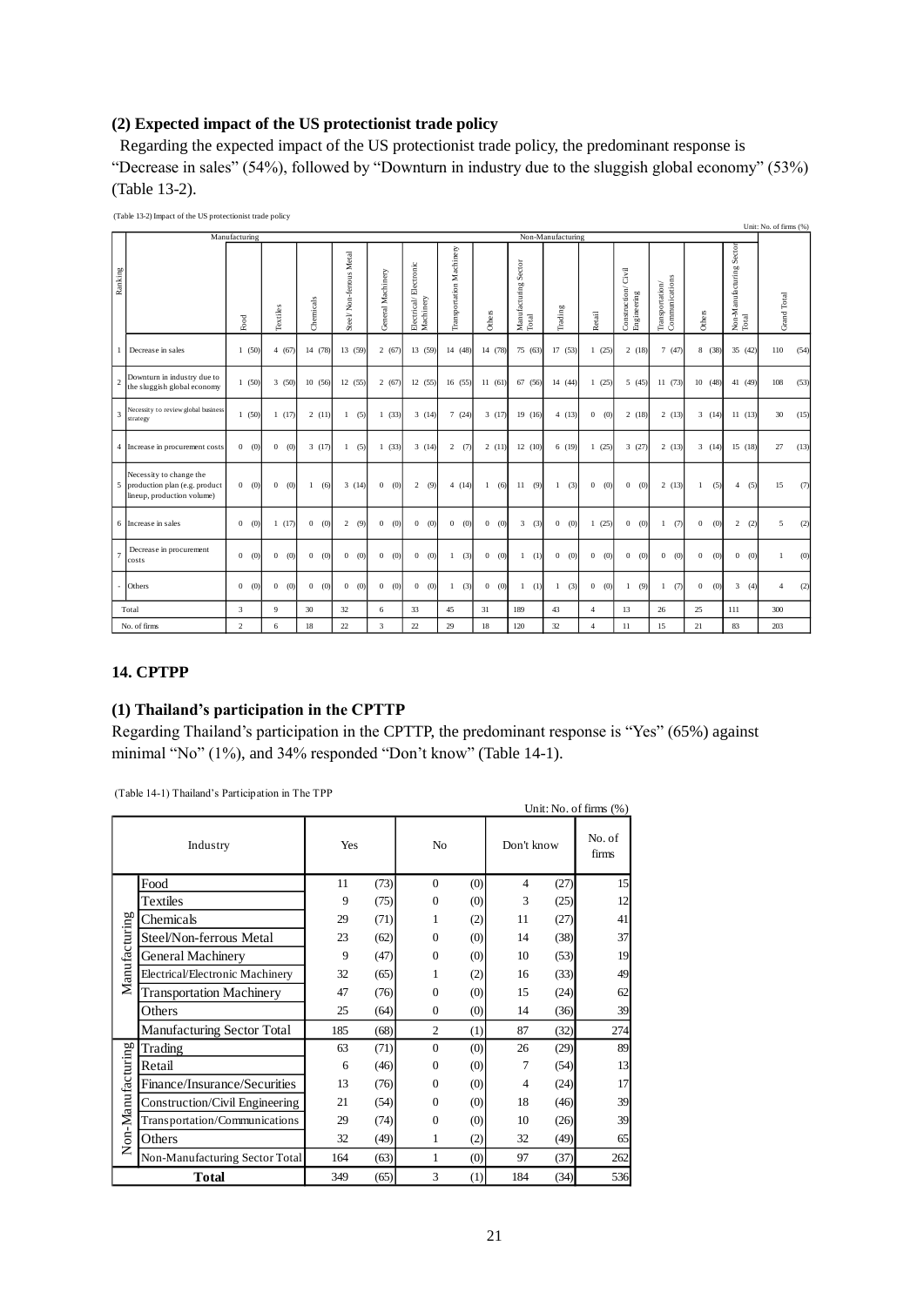**(2) Expected impact of the US protectionist trade policy**

Regarding the expected impact of the US protectionist trade policy, the predominant response is "Decrease in sales" (54%), followed by "Downturn in industry due to the sluggish global economy" (53%) (Table 13-2).

(Table 13-2) Impact of the US protectionist trade policy

Unit: No. of firms (%)

| Ranking | | Manufacturing | | | | | | | | | Non-Manufacturing | | | | | | |
|---|---|---|---|---|---|---|---|---|---|---|---|---|---|---|---|---|---|
| | | Food | Textiles | Chemicals | Steel/ Non-ferrous Metal | General Machinery | Electrical/ Electronic Machinery | Transportation Machinery | Others | Manufacturing Sector Total | Trading | Retail | Construction/ Civil Engineering | Transportation/ Communications | Others | Non-Manufacturing Sector Total | Grand Total |
| 1 | Decrease in sales | 1 (50) | 4 (67) | 14 (78) | 13 (59) | 2 (67) | 13 (59) | 14 (48) | 14 (78) | 75 (63) | 17 (53) | 1 (25) | 2 (18) | 7 (47) | 8 (38) | 35 (42) | 110 (54) |
| 2 | Downturn in industry due to the sluggish global economy | 1 (50) | 3 (50) | 10 (56) | 12 (55) | 2 (67) | 12 (55) | 16 (55) | 11 (61) | 67 (56) | 14 (44) | 1 (25) | 5 (45) | 11 (73) | 10 (48) | 41 (49) | 108 (53) |
| 3 | Necessity to review global business strategy | 1 (50) | 1 (17) | 2 (11) | 1 (5) | 1 (33) | 3 (14) | 7 (24) | 3 (17) | 19 (16) | 4 (13) | 0 (0) | 2 (18) | 2 (13) | 3 (14) | 11 (13) | 30 (15) |
| 4 | Increase in procurement costs | 0 (0) | 0 (0) | 3 (17) | 1 (5) | 1 (33) | 3 (14) | 2 (7) | 2 (11) | 12 (10) | 6 (19) | 1 (25) | 3 (27) | 2 (13) | 3 (14) | 15 (18) | 27 (13) |
| 5 | Necessity to change the production plan (e.g. product lineup, production volume) | 0 (0) | 0 (0) | 1 (6) | 3 (14) | 0 (0) | 2 (9) | 4 (14) | 1 (6) | 11 (9) | 1 (3) | 0 (0) | 0 (0) | 2 (13) | 1 (5) | 4 (5) | 15 (7) |
| 6 | Increase in sales | 0 (0) | 1 (17) | 0 (0) | 2 (9) | 0 (0) | 0 (0) | 0 (0) | 0 (0) | 3 (3) | 0 (0) | 1 (25) | 0 (0) | 1 (7) | 0 (0) | 2 (2) | 5 (2) |
| 7 | Decrease in procurement costs | 0 (0) | 0 (0) | 0 (0) | 0 (0) | 0 (0) | 0 (0) | 1 (3) | 0 (0) | 1 (1) | 0 (0) | 0 (0) | 0 (0) | 0 (0) | 0 (0) | 0 (0) | 1 (0) |
| - | Others | 0 (0) | 0 (0) | 0 (0) | 0 (0) | 0 (0) | 0 (0) | 1 (3) | 0 (0) | 1 (1) | 1 (3) | 0 (0) | 1 (9) | 1 (7) | 0 (0) | 3 (4) | 4 (2) |
| Total | | 3 | 9 | 30 | 32 | 6 | 33 | 45 | 31 | 189 | 43 | 4 | 13 | 26 | 25 | 111 | 300 |
| No. of firms | | 2 | 6 | 18 | 22 | 3 | 22 | 29 | 18 | 120 | 32 | 4 | 11 | 15 | 21 | 83 | 203 |

## 14. CPTPP

**(1) Thailand's participation in the CPTTP**

Regarding Thailand's participation in the CPTTP, the predominant response is "Yes" (65%) against minimal "No" (1%), and 34% responded "Don't know" (Table 14-1).

(Table 14-1) Thailand's Participation in The TPP

Unit: No. of firms (%)

| Industry | | Yes | | No | | Don't know | | No. of firms |
|---|---|---|---|---|---|---|---|---|
| Manufacturing | Food | 11 | (73) | 0 | (0) | 4 | (27) | 15 |
| | Textiles | 9 | (75) | 0 | (0) | 3 | (25) | 12 |
| | Chemicals | 29 | (71) | 1 | (2) | 11 | (27) | 41 |
| | Steel/Non-ferrous Metal | 23 | (62) | 0 | (0) | 14 | (38) | 37 |
| | General Machinery | 9 | (47) | 0 | (0) | 10 | (53) | 19 |
| | Electrical/Electronic Machinery | 32 | (65) | 1 | (2) | 16 | (33) | 49 |
| | Transportation Machinery | 47 | (76) | 0 | (0) | 15 | (24) | 62 |
| | Others | 25 | (64) | 0 | (0) | 14 | (36) | 39 |
| | Manufacturing Sector Total | 185 | (68) | 2 | (1) | 87 | (32) | 274 |
| Non-Manufacturing | Trading | 63 | (71) | 0 | (0) | 26 | (29) | 89 |
| | Retail | 6 | (46) | 0 | (0) | 7 | (54) | 13 |
| | Finance/Insurance/Securities | 13 | (76) | 0 | (0) | 4 | (24) | 17 |
| | Construction/Civil Engineering | 21 | (54) | 0 | (0) | 18 | (46) | 39 |
| | Transportation/Communications | 29 | (74) | 0 | (0) | 10 | (26) | 39 |
| | Others | 32 | (49) | 1 | (2) | 32 | (49) | 65 |
| | Non-Manufacturing Sector Total | 164 | (63) | 1 | (0) | 97 | (37) | 262 |
| **Total** | | 349 | (65) | 3 | (1) | 184 | (34) | 536 |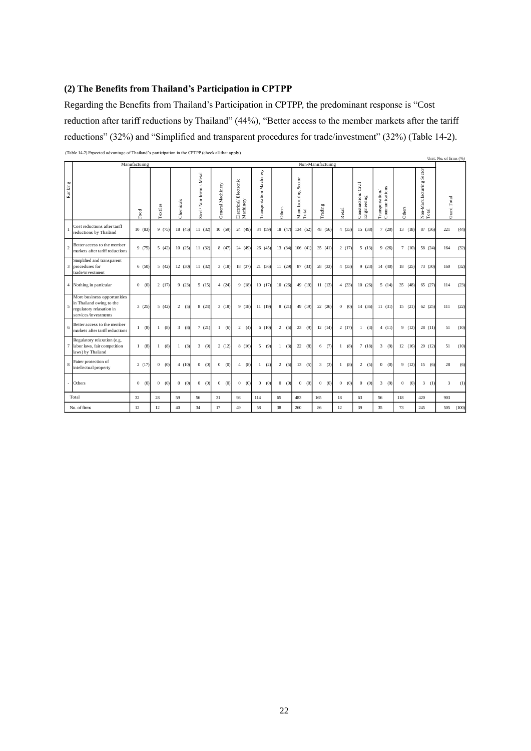### (2) The Benefits from Thailand's Participation in CPTPP

Regarding the Benefits from Thailand's Participation in CPTPP, the predominant response is "Cost reduction after tariff reductions by Thailand" (44%), "Better access to the member markets after the tariff reductions" (32%) and "Simplified and transparent procedures for trade/investment" (32%) (Table 14-2).

(Table 14-2) Expected advantage of Thailand's participation in the CPTPP (check all that apply)

Unit: No. of firms (%)

| Ranking | | Manufacturing | | | | | | | | | Non-Manufacturing | | | | | | Grand Total |
|---|---|---|---|---|---|---|---|---|---|---|---|---|---|---|---|---|---|
| | | Food | Textiles | Chemicals | Steel/ Non-ferrous Metal | General Machinery | Electrical/ Electronic Machinery | Transportation Machinery | Others | Manufacturing Sector Total | Trading | Retail | Construction/ Civil Engineering | Transportation/ Communications | Others | Non-Manufacturing Sector Total | |
| 1 | Cost reductions after tariff reductions by Thailand | 10 (83) | 9 (75) | 18 (45) | 11 (32) | 10 (59) | 24 (49) | 34 (59) | 18 (47) | 134 (52) | 48 (56) | 4 (33) | 15 (38) | 7 (20) | 13 (18) | 87 (36) | 221 (44) |
| 2 | Better access to the member markets after tariff reductions | 9 (75) | 5 (42) | 10 (25) | 11 (32) | 8 (47) | 24 (49) | 26 (45) | 13 (34) | 106 (41) | 35 (41) | 2 (17) | 5 (13) | 9 (26) | 7 (10) | 58 (24) | 164 (32) |
| 3 | Simplified and transparent procedures for trade/investment | 6 (50) | 5 (42) | 12 (30) | 11 (32) | 3 (18) | 18 (37) | 21 (36) | 11 (29) | 87 (33) | 28 (33) | 4 (33) | 9 (23) | 14 (40) | 18 (25) | 73 (30) | 160 (32) |
| 4 | Nothing in particular | 0 (0) | 2 (17) | 9 (23) | 5 (15) | 4 (24) | 9 (18) | 10 (17) | 10 (26) | 49 (19) | 11 (13) | 4 (33) | 10 (26) | 5 (14) | 35 (48) | 65 (27) | 114 (23) |
| 5 | More business opportunities in Thailand owing to the regulatory relaxation in services/investments | 3 (25) | 5 (42) | 2 (5) | 8 (24) | 3 (18) | 9 (18) | 11 (19) | 8 (21) | 49 (19) | 22 (26) | 0 (0) | 14 (36) | 11 (31) | 15 (21) | 62 (25) | 111 (22) |
| 6 | Better access to the member markets after tariff reductions | 1 (8) | 1 (8) | 3 (8) | 7 (21) | 1 (6) | 2 (4) | 6 (10) | 2 (5) | 23 (9) | 12 (14) | 2 (17) | 1 (3) | 4 (11) | 9 (12) | 28 (11) | 51 (10) |
| 7 | Regulatory relaxation (e.g. labor laws, fair competition laws) by Thailand | 1 (8) | 1 (8) | 1 (3) | 3 (9) | 2 (12) | 8 (16) | 5 (9) | 1 (3) | 22 (8) | 6 (7) | 1 (8) | 7 (18) | 3 (9) | 12 (16) | 29 (12) | 51 (10) |
| 8 | Fairer protection of intellectual property | 2 (17) | 0 (0) | 4 (10) | 0 (0) | 0 (0) | 4 (8) | 1 (2) | 2 (5) | 13 (5) | 3 (3) | 1 (8) | 2 (5) | 0 (0) | 9 (12) | 15 (6) | 28 (6) |
| - | Others | 0 (0) | 0 (0) | 0 (0) | 0 (0) | 0 (0) | 0 (0) | 0 (0) | 0 (0) | 0 (0) | 0 (0) | 0 (0) | 0 (0) | 3 (9) | 0 (0) | 3 (1) | 3 (1) |
| Total | | 32 | 28 | 59 | 56 | 31 | 98 | 114 | 65 | 483 | 165 | 18 | 63 | 56 | 118 | 420 | 903 |
| No. of firms | | 12 | 12 | 40 | 34 | 17 | 49 | 58 | 38 | 260 | 86 | 12 | 39 | 35 | 73 | 245 | 505 (100) |